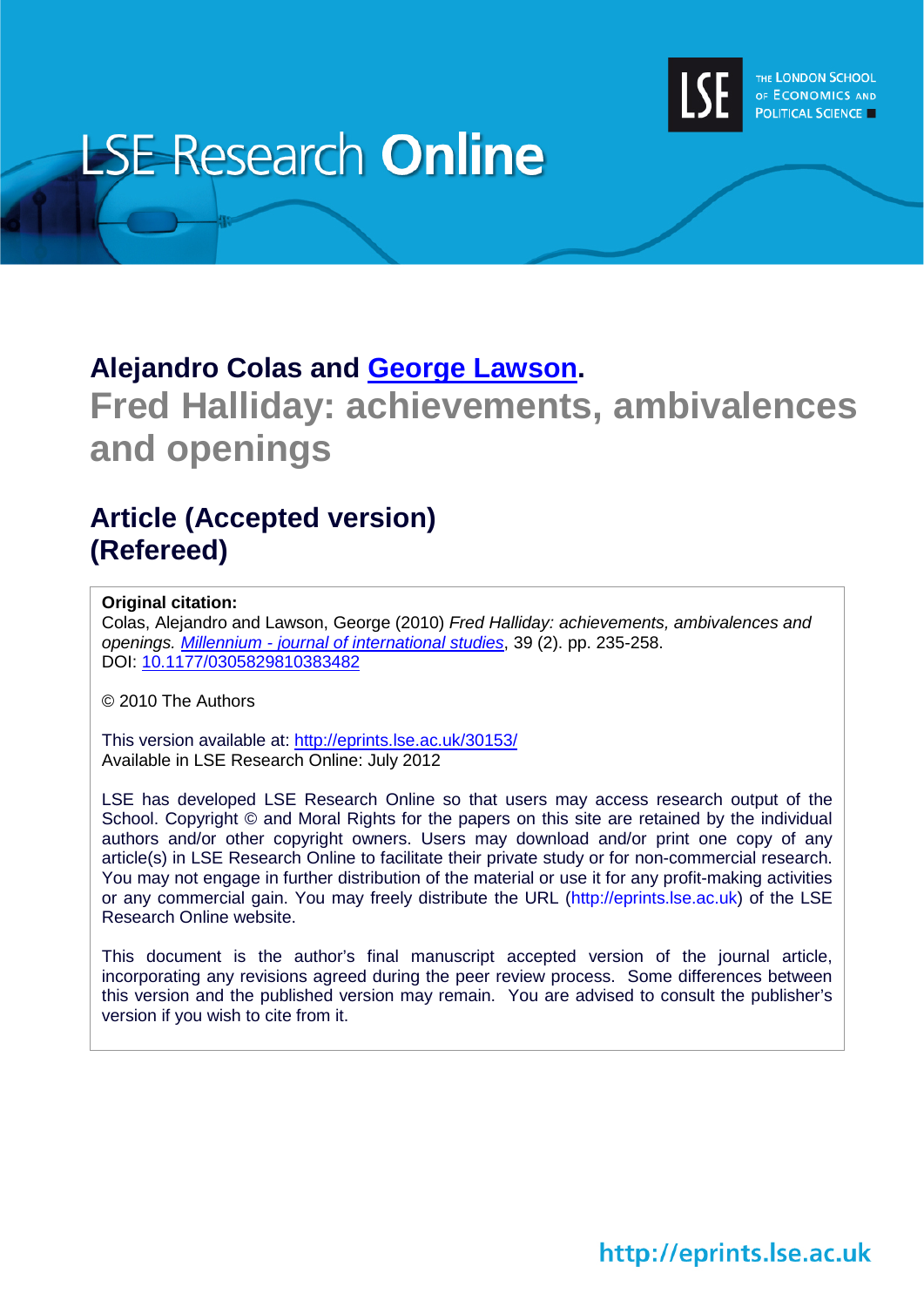LSE Research **Online**

THE LONDON SCHOOL OF ECONOMICS AND POLITICAL SCIENCE

## Alejandro Colas and George Lawson.

# Fred Halliday: achievements, ambivalences and openings

## Article (Accepted version) (Refereed)

**Original citation:**
Colas, Alejandro and Lawson, George (2010) *Fred Halliday: achievements, ambivalences and openings*. *Millennium - journal of international studies*, 39 (2). pp. 235-258.
DOI: 10.1177/0305829810383482

© 2010 The Authors

This version available at: http://eprints.lse.ac.uk/30153/
Available in LSE Research Online: July 2012

LSE has developed LSE Research Online so that users may access research output of the School. Copyright © and Moral Rights for the papers on this site are retained by the individual authors and/or other copyright owners. Users may download and/or print one copy of any article(s) in LSE Research Online to facilitate their private study or for non-commercial research. You may not engage in further distribution of the material or use it for any profit-making activities or any commercial gain. You may freely distribute the URL (http://eprints.lse.ac.uk) of the LSE Research Online website.

This document is the author's final manuscript accepted version of the journal article, incorporating any revisions agreed during the peer review process. Some differences between this version and the published version may remain. You are advised to consult the publisher's version if you wish to cite from it.

http://eprints.lse.ac.uk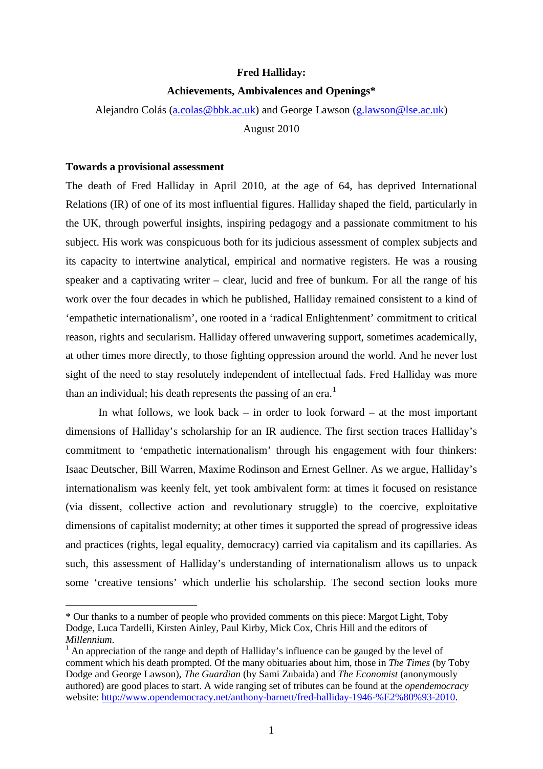**Fred Halliday:**

**Achievements, Ambivalences and Openings***

Alejandro Colás (a.colas@bbk.ac.uk) and George Lawson (g.lawson@lse.ac.uk)

August 2010

**Towards a provisional assessment**

The death of Fred Halliday in April 2010, at the age of 64, has deprived International Relations (IR) of one of its most influential figures. Halliday shaped the field, particularly in the UK, through powerful insights, inspiring pedagogy and a passionate commitment to his subject. His work was conspicuous both for its judicious assessment of complex subjects and its capacity to intertwine analytical, empirical and normative registers. He was a rousing speaker and a captivating writer – clear, lucid and free of bunkum. For all the range of his work over the four decades in which he published, Halliday remained consistent to a kind of 'empathetic internationalism', one rooted in a 'radical Enlightenment' commitment to critical reason, rights and secularism. Halliday offered unwavering support, sometimes academically, at other times more directly, to those fighting oppression around the world. And he never lost sight of the need to stay resolutely independent of intellectual fads. Fred Halliday was more than an individual; his death represents the passing of an era.[1]

In what follows, we look back – in order to look forward – at the most important dimensions of Halliday's scholarship for an IR audience. The first section traces Halliday's commitment to 'empathetic internationalism' through his engagement with four thinkers: Isaac Deutscher, Bill Warren, Maxime Rodinson and Ernest Gellner. As we argue, Halliday's internationalism was keenly felt, yet took ambivalent form: at times it focused on resistance (via dissent, collective action and revolutionary struggle) to the coercive, exploitative dimensions of capitalist modernity; at other times it supported the spread of progressive ideas and practices (rights, legal equality, democracy) carried via capitalism and its capillaries. As such, this assessment of Halliday's understanding of internationalism allows us to unpack some 'creative tensions' which underlie his scholarship. The second section looks more

---

* Our thanks to a number of people who provided comments on this piece: Margot Light, Toby Dodge, Luca Tardelli, Kirsten Ainley, Paul Kirby, Mick Cox, Chris Hill and the editors of *Millennium*.

[1] An appreciation of the range and depth of Halliday's influence can be gauged by the level of comment which his death prompted. Of the many obituaries about him, those in *The Times* (by Toby Dodge and George Lawson), *The Guardian* (by Sami Zubaida) and *The Economist* (anonymously authored) are good places to start. A wide ranging set of tributes can be found at the *opendemocracy* website: http://www.opendemocracy.net/anthony-barnett/fred-halliday-1946-%E2%80%93-2010.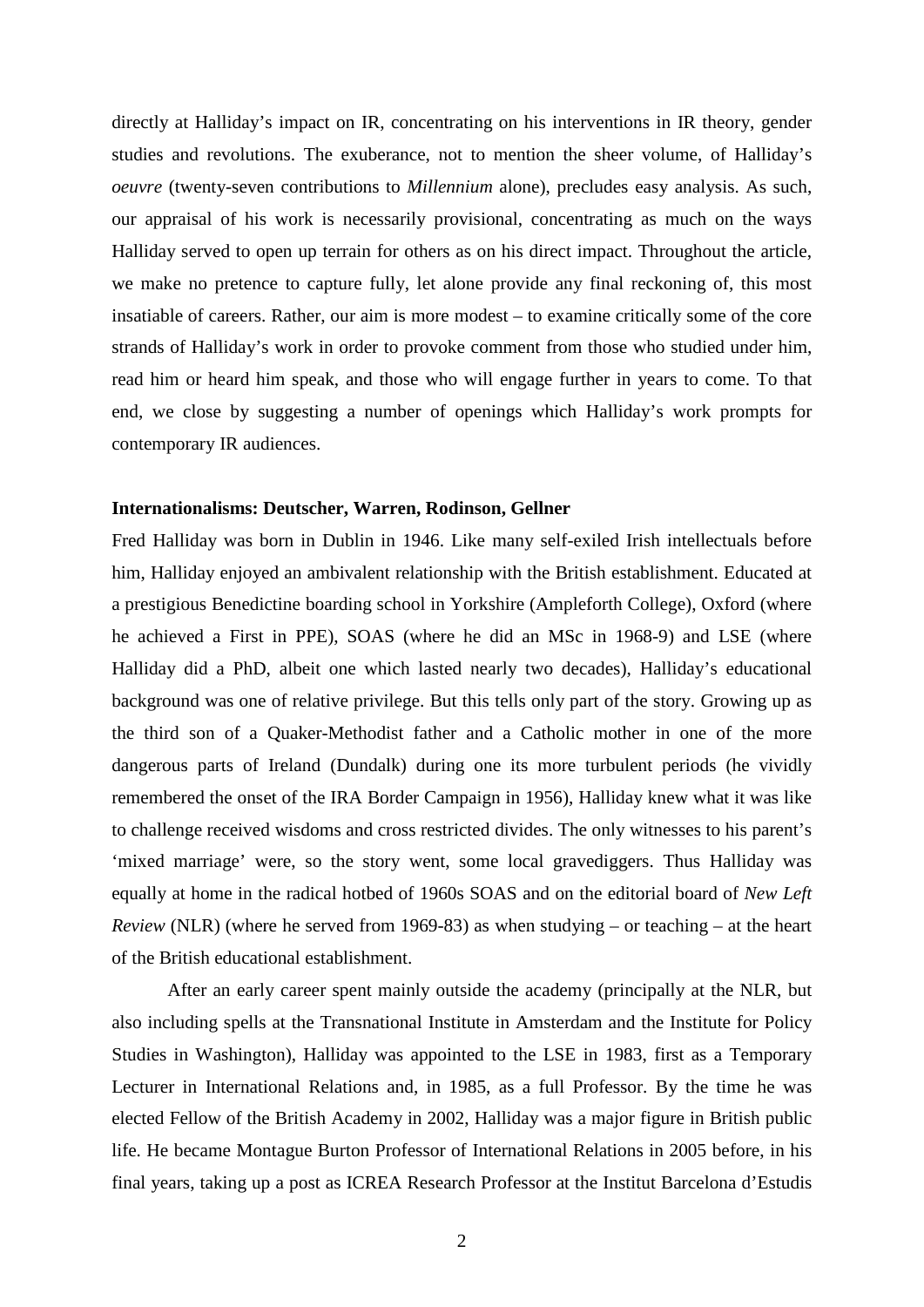directly at Halliday's impact on IR, concentrating on his interventions in IR theory, gender studies and revolutions. The exuberance, not to mention the sheer volume, of Halliday's *oeuvre* (twenty-seven contributions to *Millennium* alone), precludes easy analysis. As such, our appraisal of his work is necessarily provisional, concentrating as much on the ways Halliday served to open up terrain for others as on his direct impact. Throughout the article, we make no pretence to capture fully, let alone provide any final reckoning of, this most insatiable of careers. Rather, our aim is more modest – to examine critically some of the core strands of Halliday's work in order to provoke comment from those who studied under him, read him or heard him speak, and those who will engage further in years to come. To that end, we close by suggesting a number of openings which Halliday's work prompts for contemporary IR audiences.

**Internationalisms: Deutscher, Warren, Rodinson, Gellner**

Fred Halliday was born in Dublin in 1946. Like many self-exiled Irish intellectuals before him, Halliday enjoyed an ambivalent relationship with the British establishment. Educated at a prestigious Benedictine boarding school in Yorkshire (Ampleforth College), Oxford (where he achieved a First in PPE), SOAS (where he did an MSc in 1968-9) and LSE (where Halliday did a PhD, albeit one which lasted nearly two decades), Halliday's educational background was one of relative privilege. But this tells only part of the story. Growing up as the third son of a Quaker-Methodist father and a Catholic mother in one of the more dangerous parts of Ireland (Dundalk) during one its more turbulent periods (he vividly remembered the onset of the IRA Border Campaign in 1956), Halliday knew what it was like to challenge received wisdoms and cross restricted divides. The only witnesses to his parent's 'mixed marriage' were, so the story went, some local gravediggers. Thus Halliday was equally at home in the radical hotbed of 1960s SOAS and on the editorial board of *New Left Review* (NLR) (where he served from 1969-83) as when studying – or teaching – at the heart of the British educational establishment.

After an early career spent mainly outside the academy (principally at the NLR, but also including spells at the Transnational Institute in Amsterdam and the Institute for Policy Studies in Washington), Halliday was appointed to the LSE in 1983, first as a Temporary Lecturer in International Relations and, in 1985, as a full Professor. By the time he was elected Fellow of the British Academy in 2002, Halliday was a major figure in British public life. He became Montague Burton Professor of International Relations in 2005 before, in his final years, taking up a post as ICREA Research Professor at the Institut Barcelona d'Estudis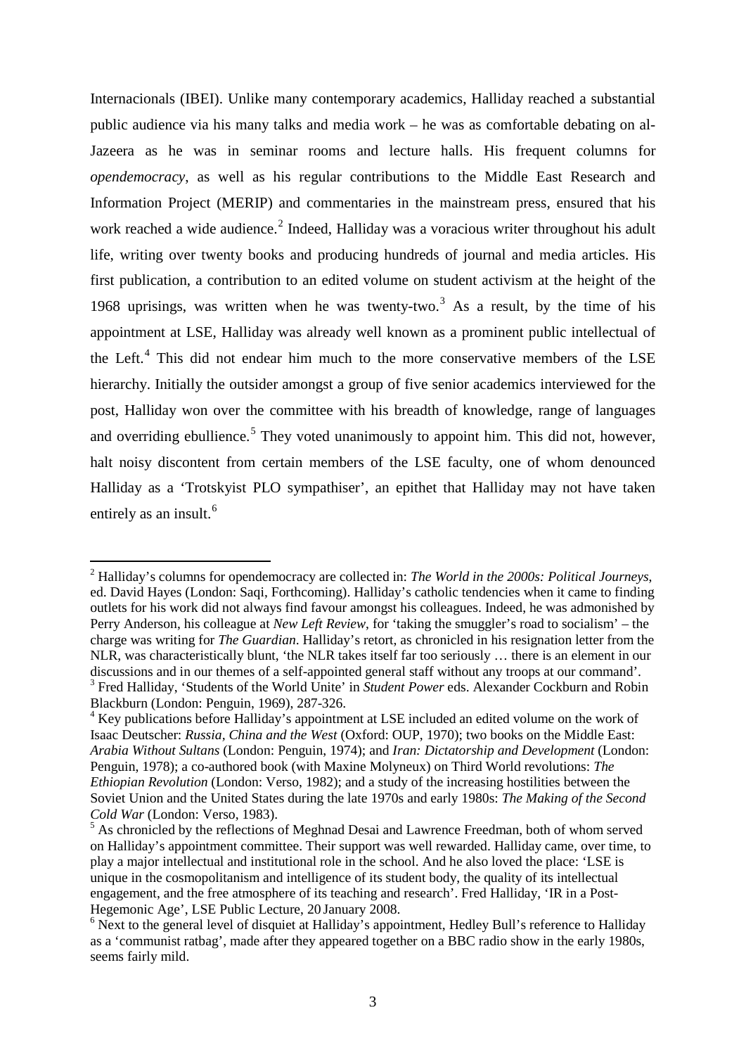Internacionals (IBEI). Unlike many contemporary academics, Halliday reached a substantial public audience via his many talks and media work – he was as comfortable debating on al-Jazeera as he was in seminar rooms and lecture halls. His frequent columns for *opendemocracy*, as well as his regular contributions to the Middle East Research and Information Project (MERIP) and commentaries in the mainstream press, ensured that his work reached a wide audience.[2] Indeed, Halliday was a voracious writer throughout his adult life, writing over twenty books and producing hundreds of journal and media articles. His first publication, a contribution to an edited volume on student activism at the height of the 1968 uprisings, was written when he was twenty-two.[3] As a result, by the time of his appointment at LSE, Halliday was already well known as a prominent public intellectual of the Left.[4] This did not endear him much to the more conservative members of the LSE hierarchy. Initially the outsider amongst a group of five senior academics interviewed for the post, Halliday won over the committee with his breadth of knowledge, range of languages and overriding ebullience.[5] They voted unanimously to appoint him. This did not, however, halt noisy discontent from certain members of the LSE faculty, one of whom denounced Halliday as a 'Trotskyist PLO sympathiser', an epithet that Halliday may not have taken entirely as an insult.[6]

---

[2] Halliday's columns for opendemocracy are collected in: *The World in the 2000s: Political Journeys*, ed. David Hayes (London: Saqi, Forthcoming). Halliday's catholic tendencies when it came to finding outlets for his work did not always find favour amongst his colleagues. Indeed, he was admonished by Perry Anderson, his colleague at *New Left Review*, for 'taking the smuggler's road to socialism' – the charge was writing for *The Guardian*. Halliday's retort, as chronicled in his resignation letter from the NLR, was characteristically blunt, 'the NLR takes itself far too seriously … there is an element in our discussions and in our themes of a self-appointed general staff without any troops at our command'.

[3] Fred Halliday, 'Students of the World Unite' in *Student Power* eds. Alexander Cockburn and Robin Blackburn (London: Penguin, 1969), 287-326.

[4] Key publications before Halliday's appointment at LSE included an edited volume on the work of Isaac Deutscher: *Russia, China and the West* (Oxford: OUP, 1970); two books on the Middle East: *Arabia Without Sultans* (London: Penguin, 1974); and *Iran: Dictatorship and Development* (London: Penguin, 1978); a co-authored book (with Maxine Molyneux) on Third World revolutions: *The Ethiopian Revolution* (London: Verso, 1982); and a study of the increasing hostilities between the Soviet Union and the United States during the late 1970s and early 1980s: *The Making of the Second Cold War* (London: Verso, 1983).

[5] As chronicled by the reflections of Meghnad Desai and Lawrence Freedman, both of whom served on Halliday's appointment committee. Their support was well rewarded. Halliday came, over time, to play a major intellectual and institutional role in the school. And he also loved the place: 'LSE is unique in the cosmopolitanism and intelligence of its student body, the quality of its intellectual engagement, and the free atmosphere of its teaching and research'. Fred Halliday, 'IR in a Post-Hegemonic Age', LSE Public Lecture, 20 January 2008.

[6] Next to the general level of disquiet at Halliday's appointment, Hedley Bull's reference to Halliday as a 'communist ratbag', made after they appeared together on a BBC radio show in the early 1980s, seems fairly mild.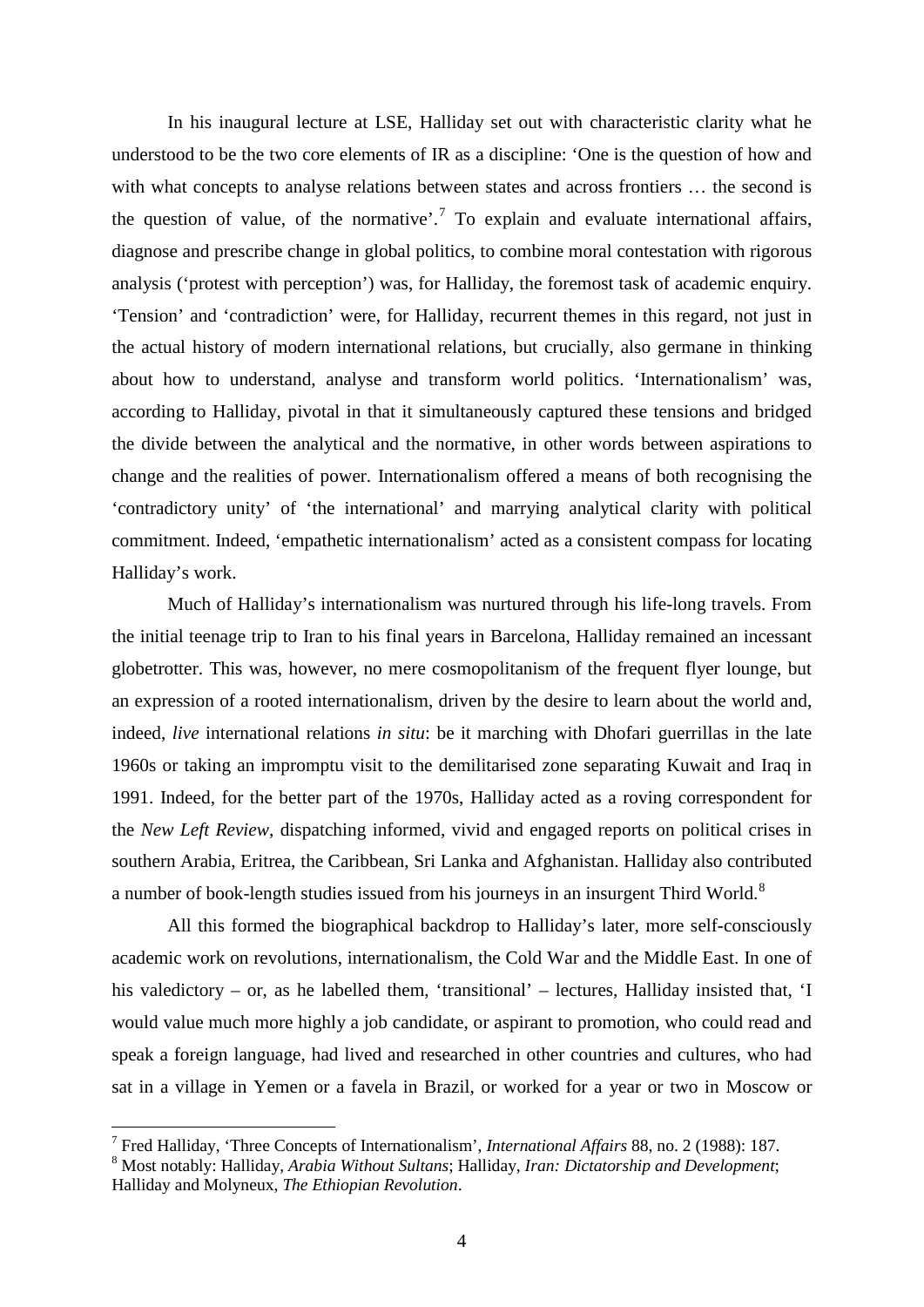In his inaugural lecture at LSE, Halliday set out with characteristic clarity what he understood to be the two core elements of IR as a discipline: 'One is the question of how and with what concepts to analyse relations between states and across frontiers … the second is the question of value, of the normative'.[7] To explain and evaluate international affairs, diagnose and prescribe change in global politics, to combine moral contestation with rigorous analysis ('protest with perception') was, for Halliday, the foremost task of academic enquiry. 'Tension' and 'contradiction' were, for Halliday, recurrent themes in this regard, not just in the actual history of modern international relations, but crucially, also germane in thinking about how to understand, analyse and transform world politics. 'Internationalism' was, according to Halliday, pivotal in that it simultaneously captured these tensions and bridged the divide between the analytical and the normative, in other words between aspirations to change and the realities of power. Internationalism offered a means of both recognising the 'contradictory unity' of 'the international' and marrying analytical clarity with political commitment. Indeed, 'empathetic internationalism' acted as a consistent compass for locating Halliday's work.

Much of Halliday's internationalism was nurtured through his life-long travels. From the initial teenage trip to Iran to his final years in Barcelona, Halliday remained an incessant globetrotter. This was, however, no mere cosmopolitanism of the frequent flyer lounge, but an expression of a rooted internationalism, driven by the desire to learn about the world and, indeed, *live* international relations *in situ*: be it marching with Dhofari guerrillas in the late 1960s or taking an impromptu visit to the demilitarised zone separating Kuwait and Iraq in 1991. Indeed, for the better part of the 1970s, Halliday acted as a roving correspondent for the *New Left Review*, dispatching informed, vivid and engaged reports on political crises in southern Arabia, Eritrea, the Caribbean, Sri Lanka and Afghanistan. Halliday also contributed a number of book-length studies issued from his journeys in an insurgent Third World.[8]

All this formed the biographical backdrop to Halliday's later, more self-consciously academic work on revolutions, internationalism, the Cold War and the Middle East. In one of his valedictory – or, as he labelled them, 'transitional' – lectures, Halliday insisted that, 'I would value much more highly a job candidate, or aspirant to promotion, who could read and speak a foreign language, had lived and researched in other countries and cultures, who had sat in a village in Yemen or a favela in Brazil, or worked for a year or two in Moscow or

---

[7] Fred Halliday, 'Three Concepts of Internationalism', *International Affairs* 88, no. 2 (1988): 187.

[8] Most notably: Halliday, *Arabia Without Sultans*; Halliday, *Iran: Dictatorship and Development*; Halliday and Molyneux, *The Ethiopian Revolution*.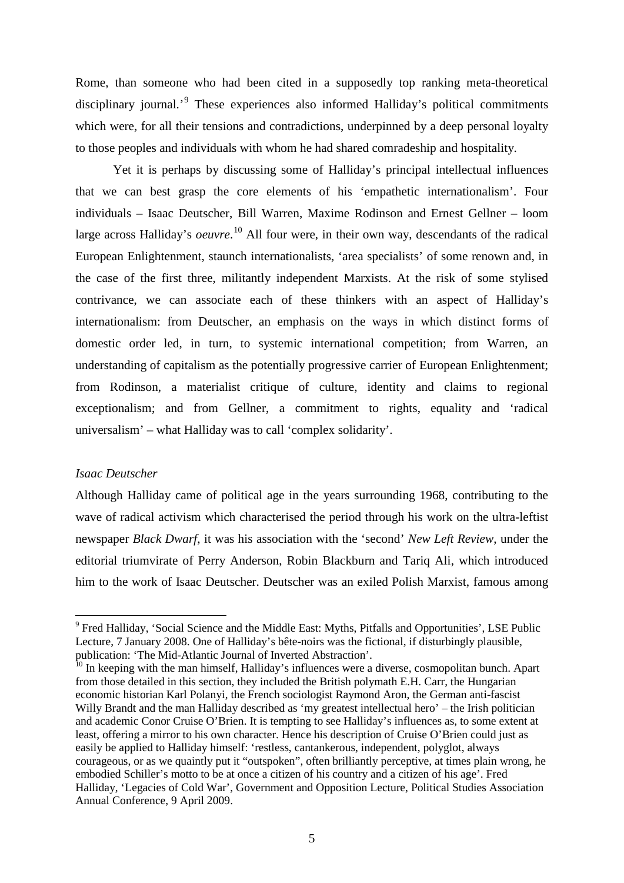Rome, than someone who had been cited in a supposedly top ranking meta-theoretical disciplinary journal.'[9] These experiences also informed Halliday's political commitments which were, for all their tensions and contradictions, underpinned by a deep personal loyalty to those peoples and individuals with whom he had shared comradeship and hospitality.

Yet it is perhaps by discussing some of Halliday's principal intellectual influences that we can best grasp the core elements of his 'empathetic internationalism'. Four individuals – Isaac Deutscher, Bill Warren, Maxime Rodinson and Ernest Gellner – loom large across Halliday's *oeuvre*.[10] All four were, in their own way, descendants of the radical European Enlightenment, staunch internationalists, 'area specialists' of some renown and, in the case of the first three, militantly independent Marxists. At the risk of some stylised contrivance, we can associate each of these thinkers with an aspect of Halliday's internationalism: from Deutscher, an emphasis on the ways in which distinct forms of domestic order led, in turn, to systemic international competition; from Warren, an understanding of capitalism as the potentially progressive carrier of European Enlightenment; from Rodinson, a materialist critique of culture, identity and claims to regional exceptionalism; and from Gellner, a commitment to rights, equality and 'radical universalism' – what Halliday was to call 'complex solidarity'.

### *Isaac Deutscher*

Although Halliday came of political age in the years surrounding 1968, contributing to the wave of radical activism which characterised the period through his work on the ultra-leftist newspaper *Black Dwarf*, it was his association with the 'second' *New Left Review*, under the editorial triumvirate of Perry Anderson, Robin Blackburn and Tariq Ali, which introduced him to the work of Isaac Deutscher. Deutscher was an exiled Polish Marxist, famous among

---

[9] Fred Halliday, 'Social Science and the Middle East: Myths, Pitfalls and Opportunities', LSE Public Lecture, 7 January 2008. One of Halliday's bête-noirs was the fictional, if disturbingly plausible, publication: 'The Mid-Atlantic Journal of Inverted Abstraction'.

[10] In keeping with the man himself, Halliday's influences were a diverse, cosmopolitan bunch. Apart from those detailed in this section, they included the British polymath E.H. Carr, the Hungarian economic historian Karl Polanyi, the French sociologist Raymond Aron, the German anti-fascist Willy Brandt and the man Halliday described as 'my greatest intellectual hero' – the Irish politician and academic Conor Cruise O'Brien. It is tempting to see Halliday's influences as, to some extent at least, offering a mirror to his own character. Hence his description of Cruise O'Brien could just as easily be applied to Halliday himself: 'restless, cantankerous, independent, polyglot, always courageous, or as we quaintly put it "outspoken", often brilliantly perceptive, at times plain wrong, he embodied Schiller's motto to be at once a citizen of his country and a citizen of his age'. Fred Halliday, 'Legacies of Cold War', Government and Opposition Lecture, Political Studies Association Annual Conference, 9 April 2009.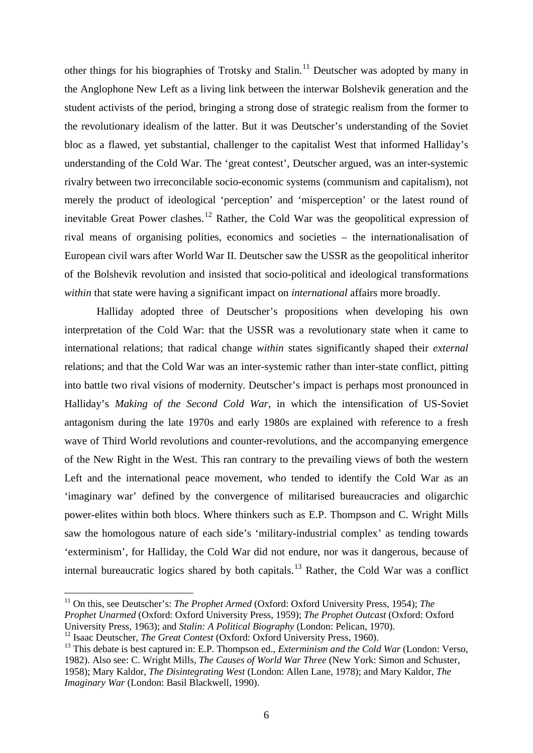other things for his biographies of Trotsky and Stalin.[11] Deutscher was adopted by many in the Anglophone New Left as a living link between the interwar Bolshevik generation and the student activists of the period, bringing a strong dose of strategic realism from the former to the revolutionary idealism of the latter. But it was Deutscher's understanding of the Soviet bloc as a flawed, yet substantial, challenger to the capitalist West that informed Halliday's understanding of the Cold War. The 'great contest', Deutscher argued, was an inter-systemic rivalry between two irreconcilable socio-economic systems (communism and capitalism), not merely the product of ideological 'perception' and 'misperception' or the latest round of inevitable Great Power clashes.[12] Rather, the Cold War was the geopolitical expression of rival means of organising polities, economics and societies – the internationalisation of European civil wars after World War II. Deutscher saw the USSR as the geopolitical inheritor of the Bolshevik revolution and insisted that socio-political and ideological transformations *within* that state were having a significant impact on *international* affairs more broadly.

Halliday adopted three of Deutscher's propositions when developing his own interpretation of the Cold War: that the USSR was a revolutionary state when it came to international relations; that radical change *within* states significantly shaped their *external* relations; and that the Cold War was an inter-systemic rather than inter-state conflict, pitting into battle two rival visions of modernity. Deutscher's impact is perhaps most pronounced in Halliday's *Making of the Second Cold War*, in which the intensification of US-Soviet antagonism during the late 1970s and early 1980s are explained with reference to a fresh wave of Third World revolutions and counter-revolutions, and the accompanying emergence of the New Right in the West. This ran contrary to the prevailing views of both the western Left and the international peace movement, who tended to identify the Cold War as an 'imaginary war' defined by the convergence of militarised bureaucracies and oligarchic power-elites within both blocs. Where thinkers such as E.P. Thompson and C. Wright Mills saw the homologous nature of each side's 'military-industrial complex' as tending towards 'exterminism', for Halliday, the Cold War did not endure, nor was it dangerous, because of internal bureaucratic logics shared by both capitals.[13] Rather, the Cold War was a conflict

[11] On this, see Deutscher's: *The Prophet Armed* (Oxford: Oxford University Press, 1954); *The Prophet Unarmed* (Oxford: Oxford University Press, 1959); *The Prophet Outcast* (Oxford: Oxford University Press, 1963); and *Stalin: A Political Biography* (London: Pelican, 1970).

[12] Isaac Deutscher, *The Great Contest* (Oxford: Oxford University Press, 1960).

[13] This debate is best captured in: E.P. Thompson ed., *Exterminism and the Cold War* (London: Verso, 1982). Also see: C. Wright Mills, *The Causes of World War Three* (New York: Simon and Schuster, 1958); Mary Kaldor, *The Disintegrating West* (London: Allen Lane, 1978); and Mary Kaldor, *The Imaginary War* (London: Basil Blackwell, 1990).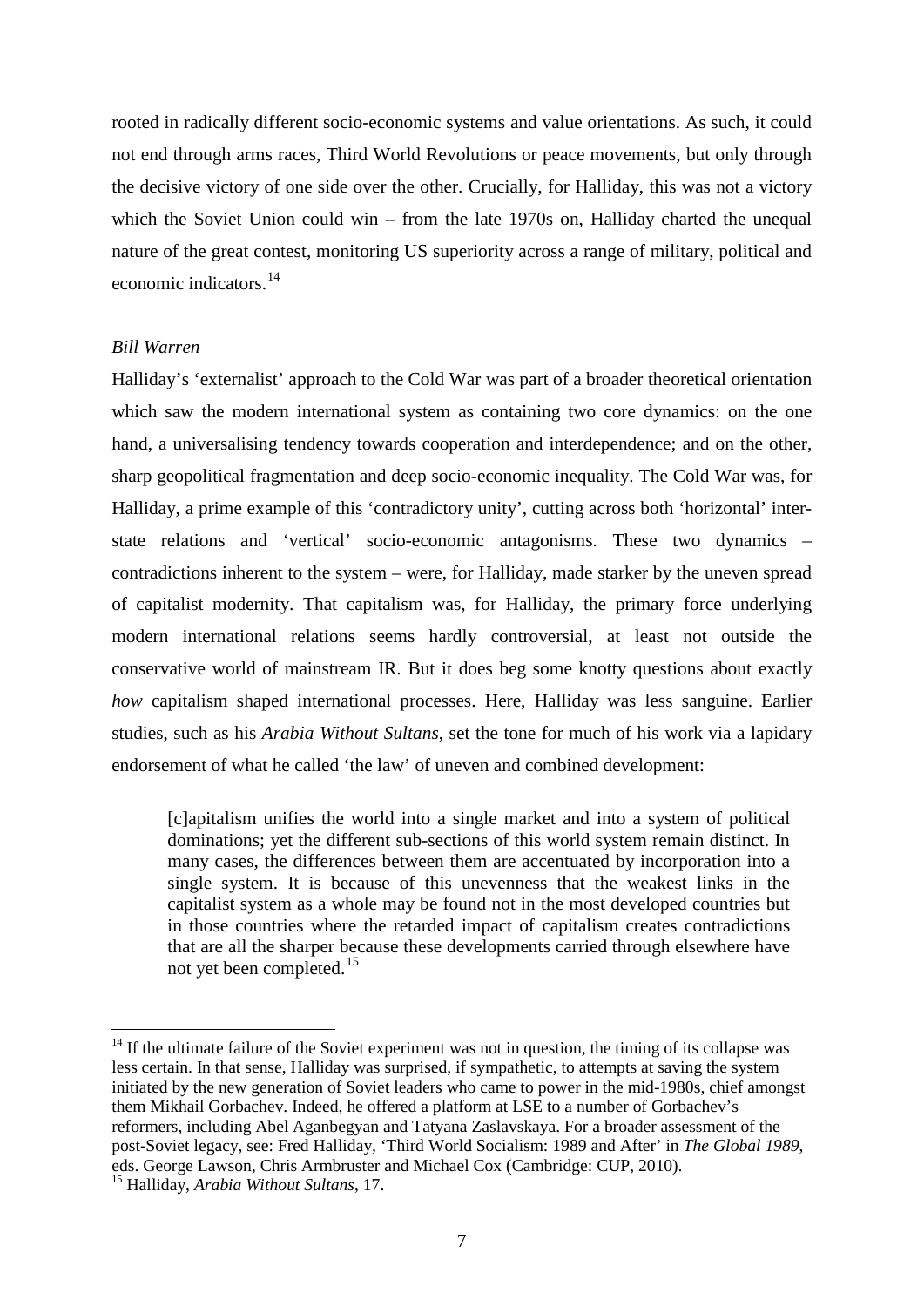rooted in radically different socio-economic systems and value orientations. As such, it could not end through arms races, Third World Revolutions or peace movements, but only through the decisive victory of one side over the other. Crucially, for Halliday, this was not a victory which the Soviet Union could win – from the late 1970s on, Halliday charted the unequal nature of the great contest, monitoring US superiority across a range of military, political and economic indicators.[14]

### *Bill Warren*

Halliday's 'externalist' approach to the Cold War was part of a broader theoretical orientation which saw the modern international system as containing two core dynamics: on the one hand, a universalising tendency towards cooperation and interdependence; and on the other, sharp geopolitical fragmentation and deep socio-economic inequality. The Cold War was, for Halliday, a prime example of this 'contradictory unity', cutting across both 'horizontal' inter-state relations and 'vertical' socio-economic antagonisms. These two dynamics – contradictions inherent to the system – were, for Halliday, made starker by the uneven spread of capitalist modernity. That capitalism was, for Halliday, the primary force underlying modern international relations seems hardly controversial, at least not outside the conservative world of mainstream IR. But it does beg some knotty questions about exactly *how* capitalism shaped international processes. Here, Halliday was less sanguine. Earlier studies, such as his *Arabia Without Sultans*, set the tone for much of his work via a lapidary endorsement of what he called 'the law' of uneven and combined development:

> [c]apitalism unifies the world into a single market and into a system of political dominations; yet the different sub-sections of this world system remain distinct. In many cases, the differences between them are accentuated by incorporation into a single system. It is because of this unevenness that the weakest links in the capitalist system as a whole may be found not in the most developed countries but in those countries where the retarded impact of capitalism creates contradictions that are all the sharper because these developments carried through elsewhere have not yet been completed.[15]

---

[14] If the ultimate failure of the Soviet experiment was not in question, the timing of its collapse was less certain. In that sense, Halliday was surprised, if sympathetic, to attempts at saving the system initiated by the new generation of Soviet leaders who came to power in the mid-1980s, chief amongst them Mikhail Gorbachev. Indeed, he offered a platform at LSE to a number of Gorbachev's reformers, including Abel Aganbegyan and Tatyana Zaslavskaya. For a broader assessment of the post-Soviet legacy, see: Fred Halliday, 'Third World Socialism: 1989 and After' in *The Global 1989*, eds. George Lawson, Chris Armbruster and Michael Cox (Cambridge: CUP, 2010).

[15] Halliday, *Arabia Without Sultans*, 17.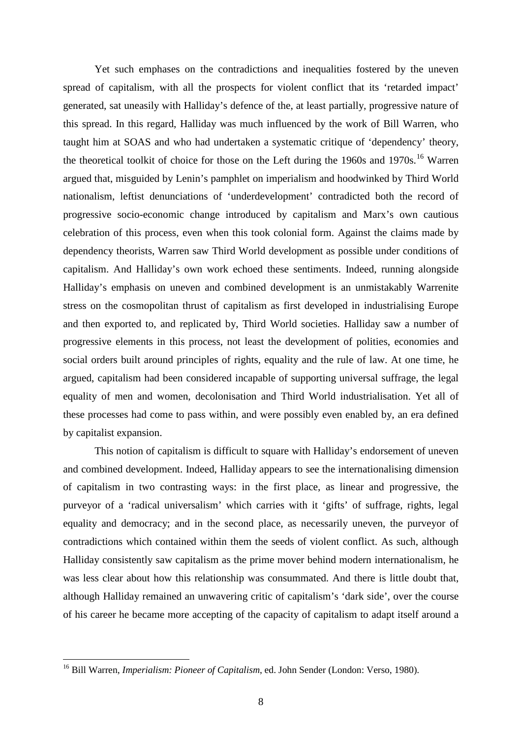Yet such emphases on the contradictions and inequalities fostered by the uneven spread of capitalism, with all the prospects for violent conflict that its 'retarded impact' generated, sat uneasily with Halliday's defence of the, at least partially, progressive nature of this spread. In this regard, Halliday was much influenced by the work of Bill Warren, who taught him at SOAS and who had undertaken a systematic critique of 'dependency' theory, the theoretical toolkit of choice for those on the Left during the 1960s and 1970s.[16] Warren argued that, misguided by Lenin's pamphlet on imperialism and hoodwinked by Third World nationalism, leftist denunciations of 'underdevelopment' contradicted both the record of progressive socio-economic change introduced by capitalism and Marx's own cautious celebration of this process, even when this took colonial form. Against the claims made by dependency theorists, Warren saw Third World development as possible under conditions of capitalism. And Halliday's own work echoed these sentiments. Indeed, running alongside Halliday's emphasis on uneven and combined development is an unmistakably Warrenite stress on the cosmopolitan thrust of capitalism as first developed in industrialising Europe and then exported to, and replicated by, Third World societies. Halliday saw a number of progressive elements in this process, not least the development of polities, economies and social orders built around principles of rights, equality and the rule of law. At one time, he argued, capitalism had been considered incapable of supporting universal suffrage, the legal equality of men and women, decolonisation and Third World industrialisation. Yet all of these processes had come to pass within, and were possibly even enabled by, an era defined by capitalist expansion.

This notion of capitalism is difficult to square with Halliday's endorsement of uneven and combined development. Indeed, Halliday appears to see the internationalising dimension of capitalism in two contrasting ways: in the first place, as linear and progressive, the purveyor of a 'radical universalism' which carries with it 'gifts' of suffrage, rights, legal equality and democracy; and in the second place, as necessarily uneven, the purveyor of contradictions which contained within them the seeds of violent conflict. As such, although Halliday consistently saw capitalism as the prime mover behind modern internationalism, he was less clear about how this relationship was consummated. And there is little doubt that, although Halliday remained an unwavering critic of capitalism's 'dark side', over the course of his career he became more accepting of the capacity of capitalism to adapt itself around a

[16] Bill Warren, *Imperialism: Pioneer of Capitalism*, ed. John Sender (London: Verso, 1980).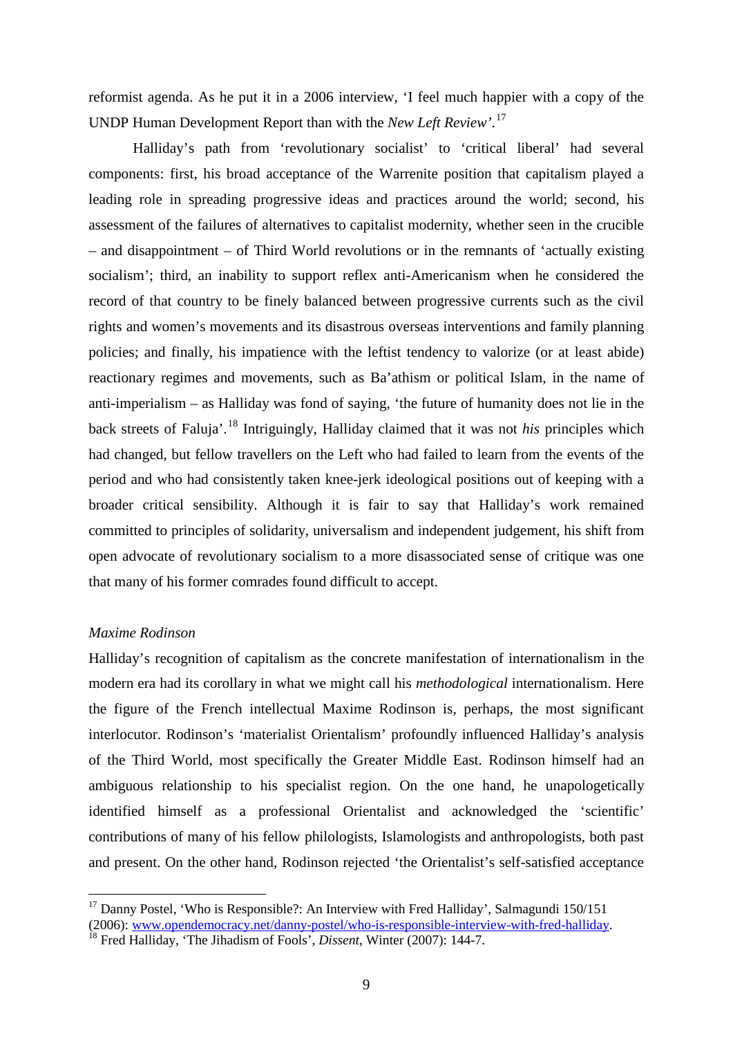reformist agenda. As he put it in a 2006 interview, 'I feel much happier with a copy of the UNDP Human Development Report than with the *New Left Review*'.[17]

Halliday's path from 'revolutionary socialist' to 'critical liberal' had several components: first, his broad acceptance of the Warrenite position that capitalism played a leading role in spreading progressive ideas and practices around the world; second, his assessment of the failures of alternatives to capitalist modernity, whether seen in the crucible – and disappointment – of Third World revolutions or in the remnants of 'actually existing socialism'; third, an inability to support reflex anti-Americanism when he considered the record of that country to be finely balanced between progressive currents such as the civil rights and women's movements and its disastrous overseas interventions and family planning policies; and finally, his impatience with the leftist tendency to valorize (or at least abide) reactionary regimes and movements, such as Ba'athism or political Islam, in the name of anti-imperialism – as Halliday was fond of saying, 'the future of humanity does not lie in the back streets of Faluja'.[18] Intriguingly, Halliday claimed that it was not *his* principles which had changed, but fellow travellers on the Left who had failed to learn from the events of the period and who had consistently taken knee-jerk ideological positions out of keeping with a broader critical sensibility. Although it is fair to say that Halliday's work remained committed to principles of solidarity, universalism and independent judgement, his shift from open advocate of revolutionary socialism to a more disassociated sense of critique was one that many of his former comrades found difficult to accept.

### *Maxime Rodinson*

Halliday's recognition of capitalism as the concrete manifestation of internationalism in the modern era had its corollary in what we might call his *methodological* internationalism. Here the figure of the French intellectual Maxime Rodinson is, perhaps, the most significant interlocutor. Rodinson's 'materialist Orientalism' profoundly influenced Halliday's analysis of the Third World, most specifically the Greater Middle East. Rodinson himself had an ambiguous relationship to his specialist region. On the one hand, he unapologetically identified himself as a professional Orientalist and acknowledged the 'scientific' contributions of many of his fellow philologists, Islamologists and anthropologists, both past and present. On the other hand, Rodinson rejected 'the Orientalist's self-satisfied acceptance

---

[17] Danny Postel, 'Who is Responsible?: An Interview with Fred Halliday', Salmagundi 150/151 (2006): www.opendemocracy.net/danny-postel/who-is-responsible-interview-with-fred-halliday.

[18] Fred Halliday, 'The Jihadism of Fools', *Dissent*, Winter (2007): 144-7.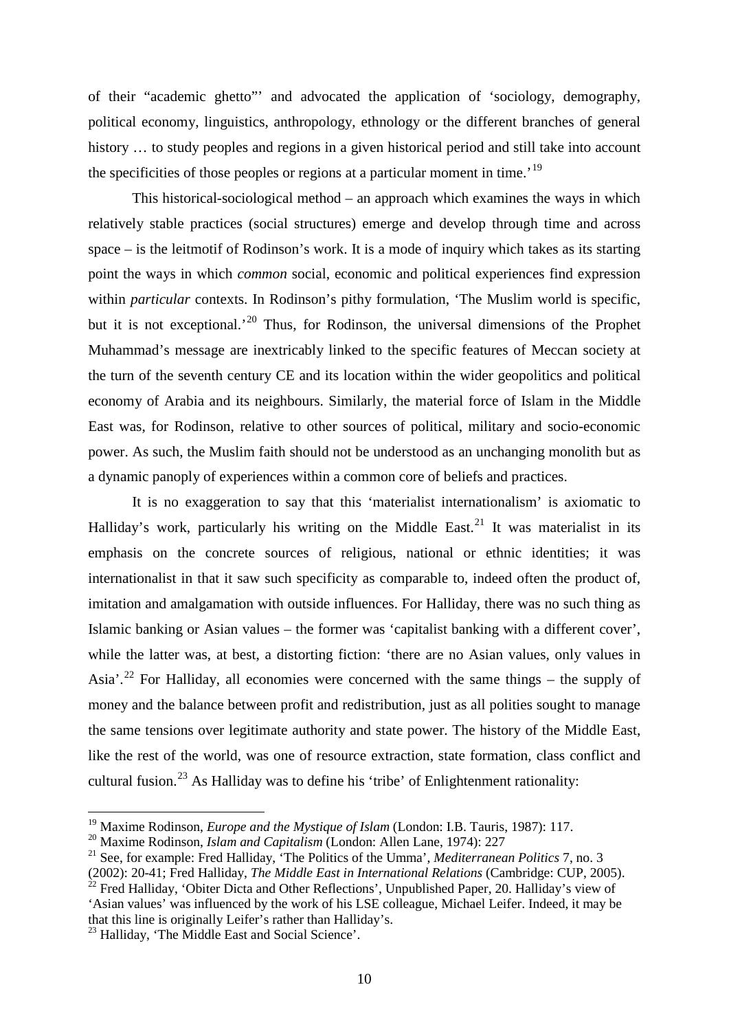of their "academic ghetto"' and advocated the application of 'sociology, demography, political economy, linguistics, anthropology, ethnology or the different branches of general history … to study peoples and regions in a given historical period and still take into account the specificities of those peoples or regions at a particular moment in time.'[19]

This historical-sociological method – an approach which examines the ways in which relatively stable practices (social structures) emerge and develop through time and across space – is the leitmotif of Rodinson's work. It is a mode of inquiry which takes as its starting point the ways in which *common* social, economic and political experiences find expression within *particular* contexts. In Rodinson's pithy formulation, 'The Muslim world is specific, but it is not exceptional.'[20] Thus, for Rodinson, the universal dimensions of the Prophet Muhammad's message are inextricably linked to the specific features of Meccan society at the turn of the seventh century CE and its location within the wider geopolitics and political economy of Arabia and its neighbours. Similarly, the material force of Islam in the Middle East was, for Rodinson, relative to other sources of political, military and socio-economic power. As such, the Muslim faith should not be understood as an unchanging monolith but as a dynamic panoply of experiences within a common core of beliefs and practices.

It is no exaggeration to say that this 'materialist internationalism' is axiomatic to Halliday's work, particularly his writing on the Middle East.[21] It was materialist in its emphasis on the concrete sources of religious, national or ethnic identities; it was internationalist in that it saw such specificity as comparable to, indeed often the product of, imitation and amalgamation with outside influences. For Halliday, there was no such thing as Islamic banking or Asian values – the former was 'capitalist banking with a different cover', while the latter was, at best, a distorting fiction: 'there are no Asian values, only values in Asia'.[22] For Halliday, all economies were concerned with the same things – the supply of money and the balance between profit and redistribution, just as all polities sought to manage the same tensions over legitimate authority and state power. The history of the Middle East, like the rest of the world, was one of resource extraction, state formation, class conflict and cultural fusion.[23] As Halliday was to define his 'tribe' of Enlightenment rationality:

---

[19] Maxime Rodinson, *Europe and the Mystique of Islam* (London: I.B. Tauris, 1987): 117.

[20] Maxime Rodinson, *Islam and Capitalism* (London: Allen Lane, 1974): 227

[21] See, for example: Fred Halliday, 'The Politics of the Umma', *Mediterranean Politics* 7, no. 3 (2002): 20-41; Fred Halliday, *The Middle East in International Relations* (Cambridge: CUP, 2005).

[22] Fred Halliday, 'Obiter Dicta and Other Reflections', Unpublished Paper, 20. Halliday's view of 'Asian values' was influenced by the work of his LSE colleague, Michael Leifer. Indeed, it may be that this line is originally Leifer's rather than Halliday's.

[23] Halliday, 'The Middle East and Social Science'.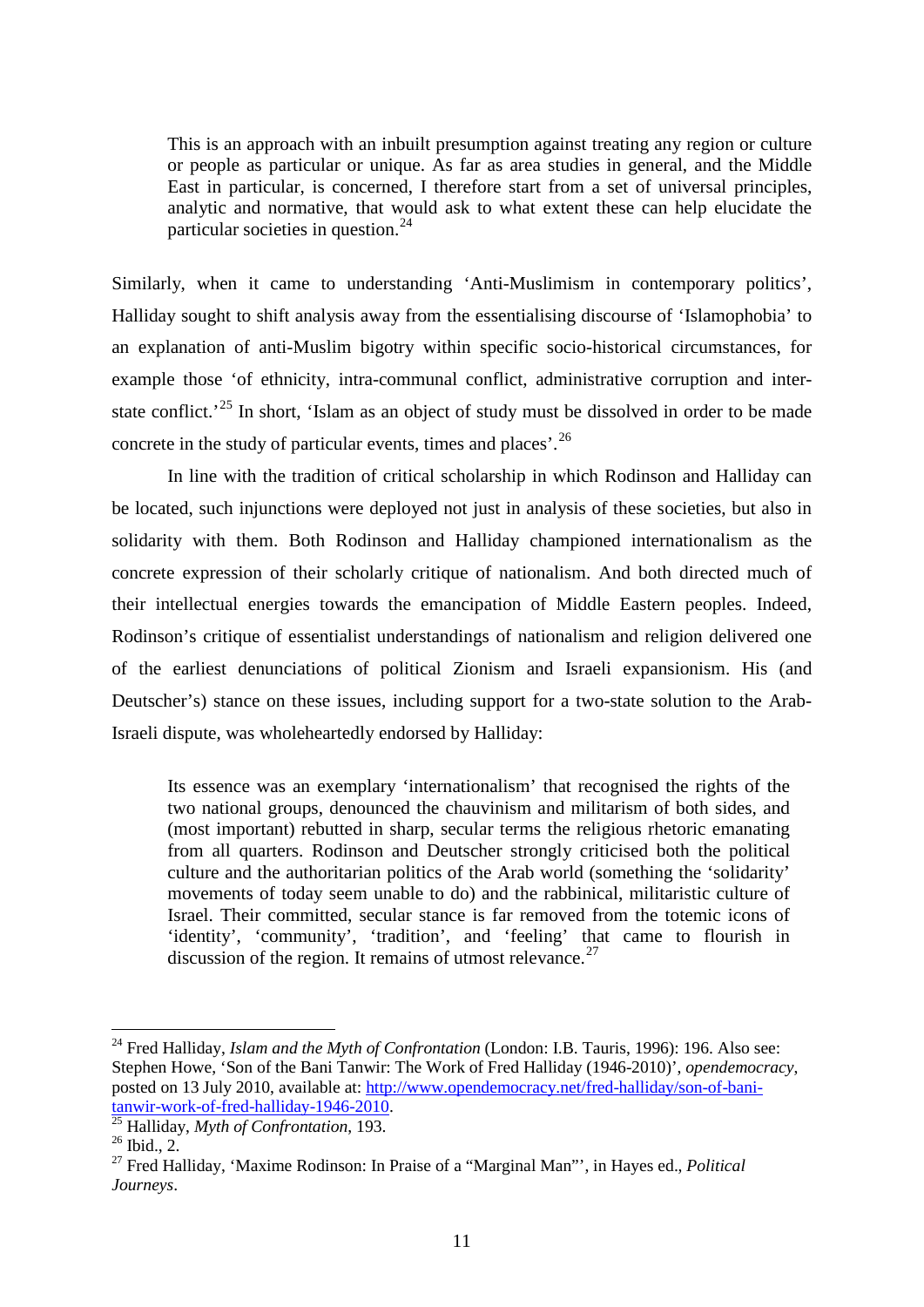> This is an approach with an inbuilt presumption against treating any region or culture or people as particular or unique. As far as area studies in general, and the Middle East in particular, is concerned, I therefore start from a set of universal principles, analytic and normative, that would ask to what extent these can help elucidate the particular societies in question.[24]

Similarly, when it came to understanding 'Anti-Muslimism in contemporary politics', Halliday sought to shift analysis away from the essentialising discourse of 'Islamophobia' to an explanation of anti-Muslim bigotry within specific socio-historical circumstances, for example those 'of ethnicity, intra-communal conflict, administrative corruption and inter-state conflict.'[25] In short, 'Islam as an object of study must be dissolved in order to be made concrete in the study of particular events, times and places'.[26]

In line with the tradition of critical scholarship in which Rodinson and Halliday can be located, such injunctions were deployed not just in analysis of these societies, but also in solidarity with them. Both Rodinson and Halliday championed internationalism as the concrete expression of their scholarly critique of nationalism. And both directed much of their intellectual energies towards the emancipation of Middle Eastern peoples. Indeed, Rodinson's critique of essentialist understandings of nationalism and religion delivered one of the earliest denunciations of political Zionism and Israeli expansionism. His (and Deutscher's) stance on these issues, including support for a two-state solution to the Arab-Israeli dispute, was wholeheartedly endorsed by Halliday:

> Its essence was an exemplary 'internationalism' that recognised the rights of the two national groups, denounced the chauvinism and militarism of both sides, and (most important) rebutted in sharp, secular terms the religious rhetoric emanating from all quarters. Rodinson and Deutscher strongly criticised both the political culture and the authoritarian politics of the Arab world (something the 'solidarity' movements of today seem unable to do) and the rabbinical, militaristic culture of Israel. Their committed, secular stance is far removed from the totemic icons of 'identity', 'community', 'tradition', and 'feeling' that came to flourish in discussion of the region. It remains of utmost relevance.[27]

---

[24] Fred Halliday, *Islam and the Myth of Confrontation* (London: I.B. Tauris, 1996): 196. Also see: Stephen Howe, 'Son of the Bani Tanwir: The Work of Fred Halliday (1946-2010)', *opendemocracy*, posted on 13 July 2010, available at: http://www.opendemocracy.net/fred-halliday/son-of-bani-tanwir-work-of-fred-halliday-1946-2010.

[25] Halliday, *Myth of Confrontation*, 193.

[26] Ibid., 2.

[27] Fred Halliday, 'Maxime Rodinson: In Praise of a "Marginal Man"', in Hayes ed., *Political Journeys*.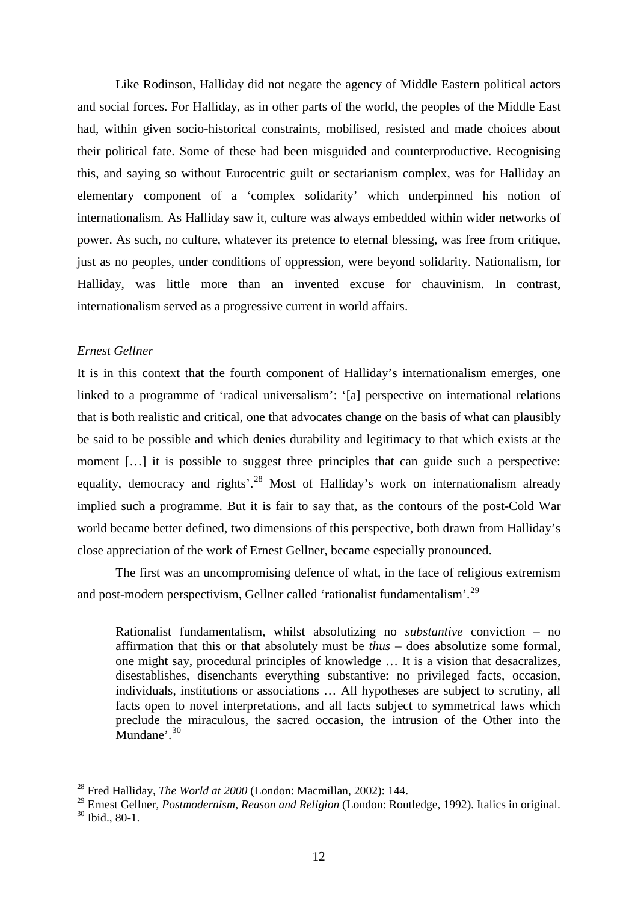Like Rodinson, Halliday did not negate the agency of Middle Eastern political actors and social forces. For Halliday, as in other parts of the world, the peoples of the Middle East had, within given socio-historical constraints, mobilised, resisted and made choices about their political fate. Some of these had been misguided and counterproductive. Recognising this, and saying so without Eurocentric guilt or sectarianism complex, was for Halliday an elementary component of a 'complex solidarity' which underpinned his notion of internationalism. As Halliday saw it, culture was always embedded within wider networks of power. As such, no culture, whatever its pretence to eternal blessing, was free from critique, just as no peoples, under conditions of oppression, were beyond solidarity. Nationalism, for Halliday, was little more than an invented excuse for chauvinism. In contrast, internationalism served as a progressive current in world affairs.

### *Ernest Gellner*

It is in this context that the fourth component of Halliday's internationalism emerges, one linked to a programme of 'radical universalism': '[a] perspective on international relations that is both realistic and critical, one that advocates change on the basis of what can plausibly be said to be possible and which denies durability and legitimacy to that which exists at the moment […] it is possible to suggest three principles that can guide such a perspective: equality, democracy and rights'.[28] Most of Halliday's work on internationalism already implied such a programme. But it is fair to say that, as the contours of the post-Cold War world became better defined, two dimensions of this perspective, both drawn from Halliday's close appreciation of the work of Ernest Gellner, became especially pronounced.

The first was an uncompromising defence of what, in the face of religious extremism and post-modern perspectivism, Gellner called 'rationalist fundamentalism'.[29]

> Rationalist fundamentalism, whilst absolutizing no *substantive* conviction – no affirmation that this or that absolutely must be *thus* – does absolutize some formal, one might say, procedural principles of knowledge … It is a vision that desacralizes, disestablishes, disenchants everything substantive: no privileged facts, occasion, individuals, institutions or associations … All hypotheses are subject to scrutiny, all facts open to novel interpretations, and all facts subject to symmetrical laws which preclude the miraculous, the sacred occasion, the intrusion of the Other into the Mundane'.[30]

---

[28] Fred Halliday, *The World at 2000* (London: Macmillan, 2002): 144.

[29] Ernest Gellner, *Postmodernism, Reason and Religion* (London: Routledge, 1992). Italics in original.

[30] Ibid., 80-1.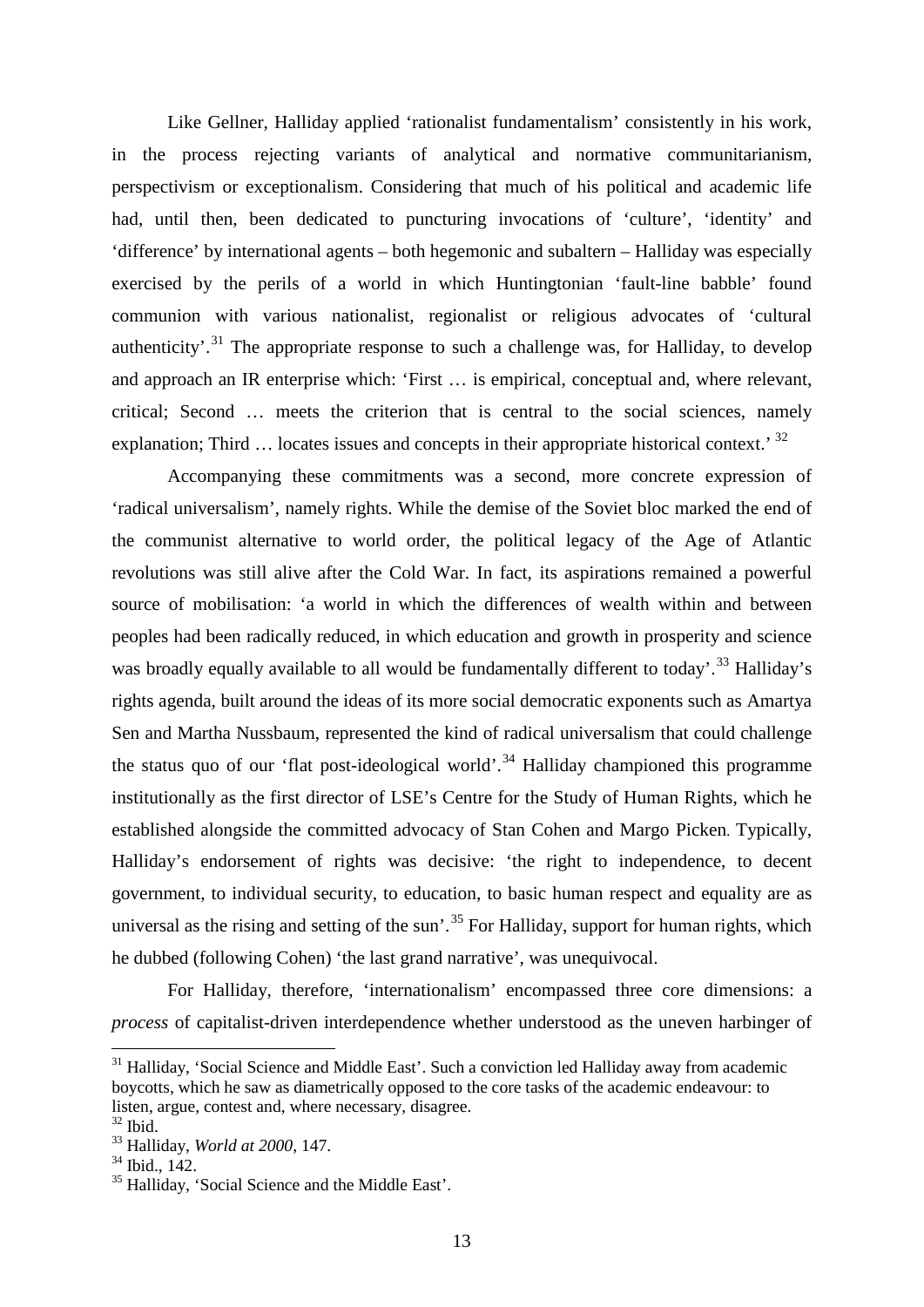Like Gellner, Halliday applied 'rationalist fundamentalism' consistently in his work, in the process rejecting variants of analytical and normative communitarianism, perspectivism or exceptionalism. Considering that much of his political and academic life had, until then, been dedicated to puncturing invocations of 'culture', 'identity' and 'difference' by international agents – both hegemonic and subaltern – Halliday was especially exercised by the perils of a world in which Huntingtonian 'fault-line babble' found communion with various nationalist, regionalist or religious advocates of 'cultural authenticity'.[31] The appropriate response to such a challenge was, for Halliday, to develop and approach an IR enterprise which: 'First … is empirical, conceptual and, where relevant, critical; Second … meets the criterion that is central to the social sciences, namely explanation; Third … locates issues and concepts in their appropriate historical context.'[32]

Accompanying these commitments was a second, more concrete expression of 'radical universalism', namely rights. While the demise of the Soviet bloc marked the end of the communist alternative to world order, the political legacy of the Age of Atlantic revolutions was still alive after the Cold War. In fact, its aspirations remained a powerful source of mobilisation: 'a world in which the differences of wealth within and between peoples had been radically reduced, in which education and growth in prosperity and science was broadly equally available to all would be fundamentally different to today'.[33] Halliday's rights agenda, built around the ideas of its more social democratic exponents such as Amartya Sen and Martha Nussbaum, represented the kind of radical universalism that could challenge the status quo of our 'flat post-ideological world'.[34] Halliday championed this programme institutionally as the first director of LSE's Centre for the Study of Human Rights, which he established alongside the committed advocacy of Stan Cohen and Margo Picken. Typically, Halliday's endorsement of rights was decisive: 'the right to independence, to decent government, to individual security, to education, to basic human respect and equality are as universal as the rising and setting of the sun'.[35] For Halliday, support for human rights, which he dubbed (following Cohen) 'the last grand narrative', was unequivocal.

For Halliday, therefore, 'internationalism' encompassed three core dimensions: a *process* of capitalist-driven interdependence whether understood as the uneven harbinger of

---

[31] Halliday, 'Social Science and Middle East'. Such a conviction led Halliday away from academic boycotts, which he saw as diametrically opposed to the core tasks of the academic endeavour: to listen, argue, contest and, where necessary, disagree.
[32] Ibid.
[33] Halliday, *World at 2000*, 147.
[34] Ibid., 142.
[35] Halliday, 'Social Science and the Middle East'.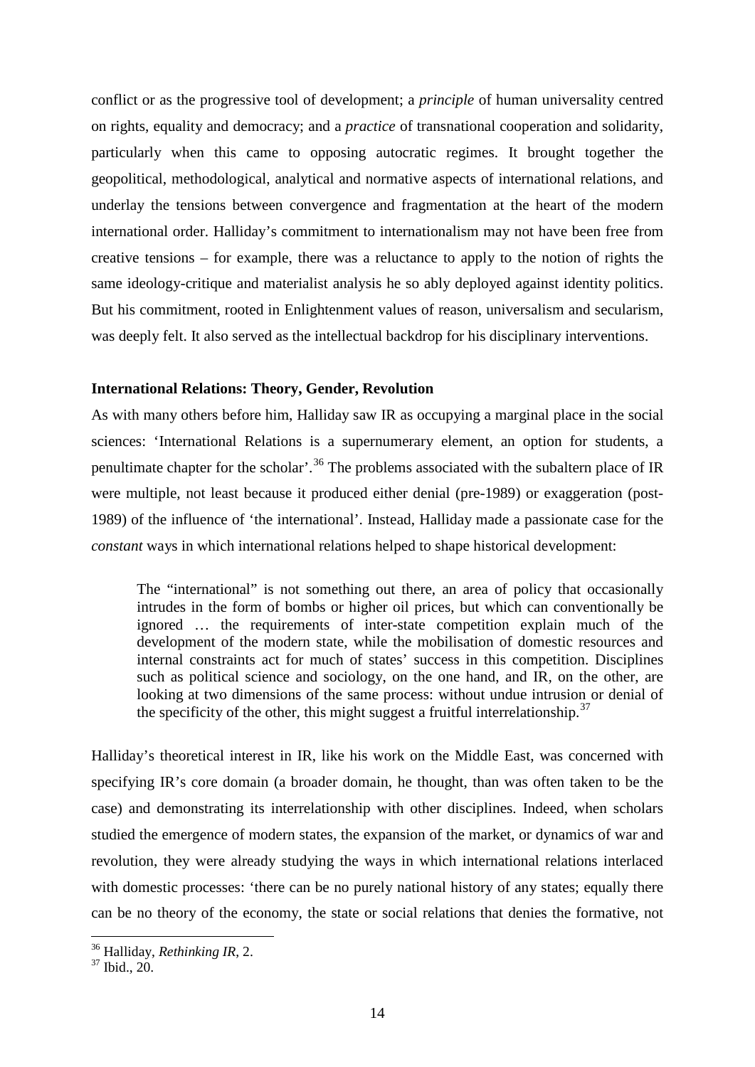conflict or as the progressive tool of development; a *principle* of human universality centred on rights, equality and democracy; and a *practice* of transnational cooperation and solidarity, particularly when this came to opposing autocratic regimes. It brought together the geopolitical, methodological, analytical and normative aspects of international relations, and underlay the tensions between convergence and fragmentation at the heart of the modern international order. Halliday's commitment to internationalism may not have been free from creative tensions – for example, there was a reluctance to apply to the notion of rights the same ideology-critique and materialist analysis he so ably deployed against identity politics. But his commitment, rooted in Enlightenment values of reason, universalism and secularism, was deeply felt. It also served as the intellectual backdrop for his disciplinary interventions.

**International Relations: Theory, Gender, Revolution**

As with many others before him, Halliday saw IR as occupying a marginal place in the social sciences: 'International Relations is a supernumerary element, an option for students, a penultimate chapter for the scholar'.[36] The problems associated with the subaltern place of IR were multiple, not least because it produced either denial (pre-1989) or exaggeration (post-1989) of the influence of 'the international'. Instead, Halliday made a passionate case for the *constant* ways in which international relations helped to shape historical development:

> The "international" is not something out there, an area of policy that occasionally intrudes in the form of bombs or higher oil prices, but which can conventionally be ignored … the requirements of inter-state competition explain much of the development of the modern state, while the mobilisation of domestic resources and internal constraints act for much of states' success in this competition. Disciplines such as political science and sociology, on the one hand, and IR, on the other, are looking at two dimensions of the same process: without undue intrusion or denial of the specificity of the other, this might suggest a fruitful interrelationship.[37]

Halliday's theoretical interest in IR, like his work on the Middle East, was concerned with specifying IR's core domain (a broader domain, he thought, than was often taken to be the case) and demonstrating its interrelationship with other disciplines. Indeed, when scholars studied the emergence of modern states, the expansion of the market, or dynamics of war and revolution, they were already studying the ways in which international relations interlaced with domestic processes: 'there can be no purely national history of any states; equally there can be no theory of the economy, the state or social relations that denies the formative, not

[36] Halliday, *Rethinking IR*, 2.

[37] Ibid., 20.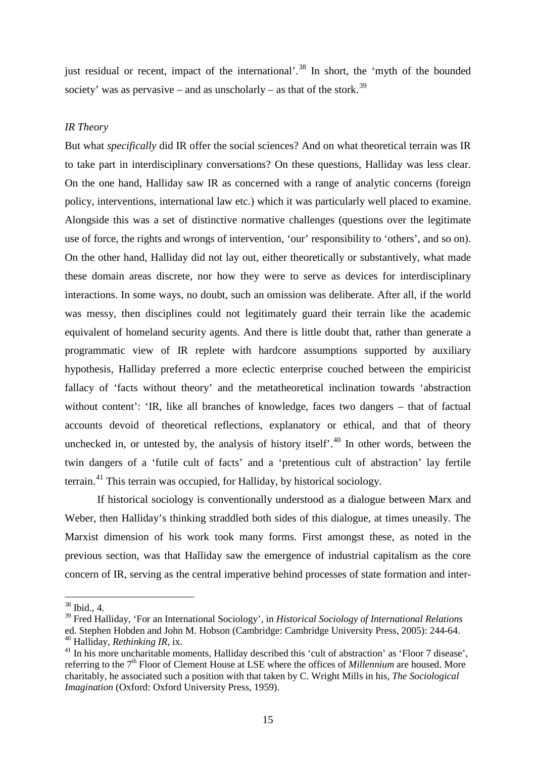just residual or recent, impact of the international'.[38] In short, the 'myth of the bounded society' was as pervasive – and as unscholarly – as that of the stork.[39]

*IR Theory*

But what *specifically* did IR offer the social sciences? And on what theoretical terrain was IR to take part in interdisciplinary conversations? On these questions, Halliday was less clear. On the one hand, Halliday saw IR as concerned with a range of analytic concerns (foreign policy, interventions, international law etc.) which it was particularly well placed to examine. Alongside this was a set of distinctive normative challenges (questions over the legitimate use of force, the rights and wrongs of intervention, 'our' responsibility to 'others', and so on). On the other hand, Halliday did not lay out, either theoretically or substantively, what made these domain areas discrete, nor how they were to serve as devices for interdisciplinary interactions. In some ways, no doubt, such an omission was deliberate. After all, if the world was messy, then disciplines could not legitimately guard their terrain like the academic equivalent of homeland security agents. And there is little doubt that, rather than generate a programmatic view of IR replete with hardcore assumptions supported by auxiliary hypothesis, Halliday preferred a more eclectic enterprise couched between the empiricist fallacy of 'facts without theory' and the metatheoretical inclination towards 'abstraction without content': 'IR, like all branches of knowledge, faces two dangers – that of factual accounts devoid of theoretical reflections, explanatory or ethical, and that of theory unchecked in, or untested by, the analysis of history itself'.[40] In other words, between the twin dangers of a 'futile cult of facts' and a 'pretentious cult of abstraction' lay fertile terrain.[41] This terrain was occupied, for Halliday, by historical sociology.

If historical sociology is conventionally understood as a dialogue between Marx and Weber, then Halliday's thinking straddled both sides of this dialogue, at times uneasily. The Marxist dimension of his work took many forms. First amongst these, as noted in the previous section, was that Halliday saw the emergence of industrial capitalism as the core concern of IR, serving as the central imperative behind processes of state formation and inter-

[38] Ibid., 4.

[39] Fred Halliday, 'For an International Sociology', in *Historical Sociology of International Relations* ed. Stephen Hobden and John M. Hobson (Cambridge: Cambridge University Press, 2005): 244-64.

[40] Halliday, *Rethinking IR*, ix.

[41] In his more uncharitable moments, Halliday described this 'cult of abstraction' as 'Floor 7 disease', referring to the 7th Floor of Clement House at LSE where the offices of *Millennium* are housed. More charitably, he associated such a position with that taken by C. Wright Mills in his, *The Sociological Imagination* (Oxford: Oxford University Press, 1959).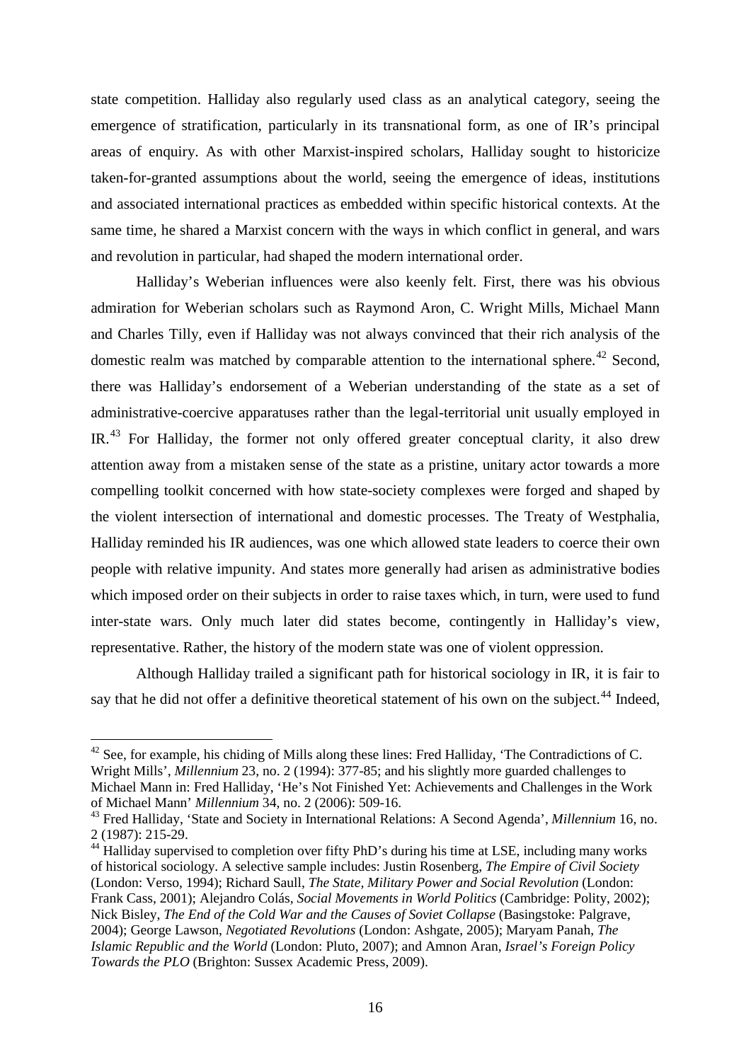state competition. Halliday also regularly used class as an analytical category, seeing the emergence of stratification, particularly in its transnational form, as one of IR's principal areas of enquiry. As with other Marxist-inspired scholars, Halliday sought to historicize taken-for-granted assumptions about the world, seeing the emergence of ideas, institutions and associated international practices as embedded within specific historical contexts. At the same time, he shared a Marxist concern with the ways in which conflict in general, and wars and revolution in particular, had shaped the modern international order.

Halliday's Weberian influences were also keenly felt. First, there was his obvious admiration for Weberian scholars such as Raymond Aron, C. Wright Mills, Michael Mann and Charles Tilly, even if Halliday was not always convinced that their rich analysis of the domestic realm was matched by comparable attention to the international sphere.[42] Second, there was Halliday's endorsement of a Weberian understanding of the state as a set of administrative-coercive apparatuses rather than the legal-territorial unit usually employed in IR.[43] For Halliday, the former not only offered greater conceptual clarity, it also drew attention away from a mistaken sense of the state as a pristine, unitary actor towards a more compelling toolkit concerned with how state-society complexes were forged and shaped by the violent intersection of international and domestic processes. The Treaty of Westphalia, Halliday reminded his IR audiences, was one which allowed state leaders to coerce their own people with relative impunity. And states more generally had arisen as administrative bodies which imposed order on their subjects in order to raise taxes which, in turn, were used to fund inter-state wars. Only much later did states become, contingently in Halliday's view, representative. Rather, the history of the modern state was one of violent oppression.

Although Halliday trailed a significant path for historical sociology in IR, it is fair to say that he did not offer a definitive theoretical statement of his own on the subject.[44] Indeed,

---

[42] See, for example, his chiding of Mills along these lines: Fred Halliday, 'The Contradictions of C. Wright Mills', *Millennium* 23, no. 2 (1994): 377-85; and his slightly more guarded challenges to Michael Mann in: Fred Halliday, 'He's Not Finished Yet: Achievements and Challenges in the Work of Michael Mann' *Millennium* 34, no. 2 (2006): 509-16.

[43] Fred Halliday, 'State and Society in International Relations: A Second Agenda', *Millennium* 16, no. 2 (1987): 215-29.

[44] Halliday supervised to completion over fifty PhD's during his time at LSE, including many works of historical sociology. A selective sample includes: Justin Rosenberg, *The Empire of Civil Society* (London: Verso, 1994); Richard Saull, *The State, Military Power and Social Revolution* (London: Frank Cass, 2001); Alejandro Colás, *Social Movements in World Politics* (Cambridge: Polity, 2002); Nick Bisley, *The End of the Cold War and the Causes of Soviet Collapse* (Basingstoke: Palgrave, 2004); George Lawson, *Negotiated Revolutions* (London: Ashgate, 2005); Maryam Panah, *The Islamic Republic and the World* (London: Pluto, 2007); and Amnon Aran, *Israel's Foreign Policy Towards the PLO* (Brighton: Sussex Academic Press, 2009).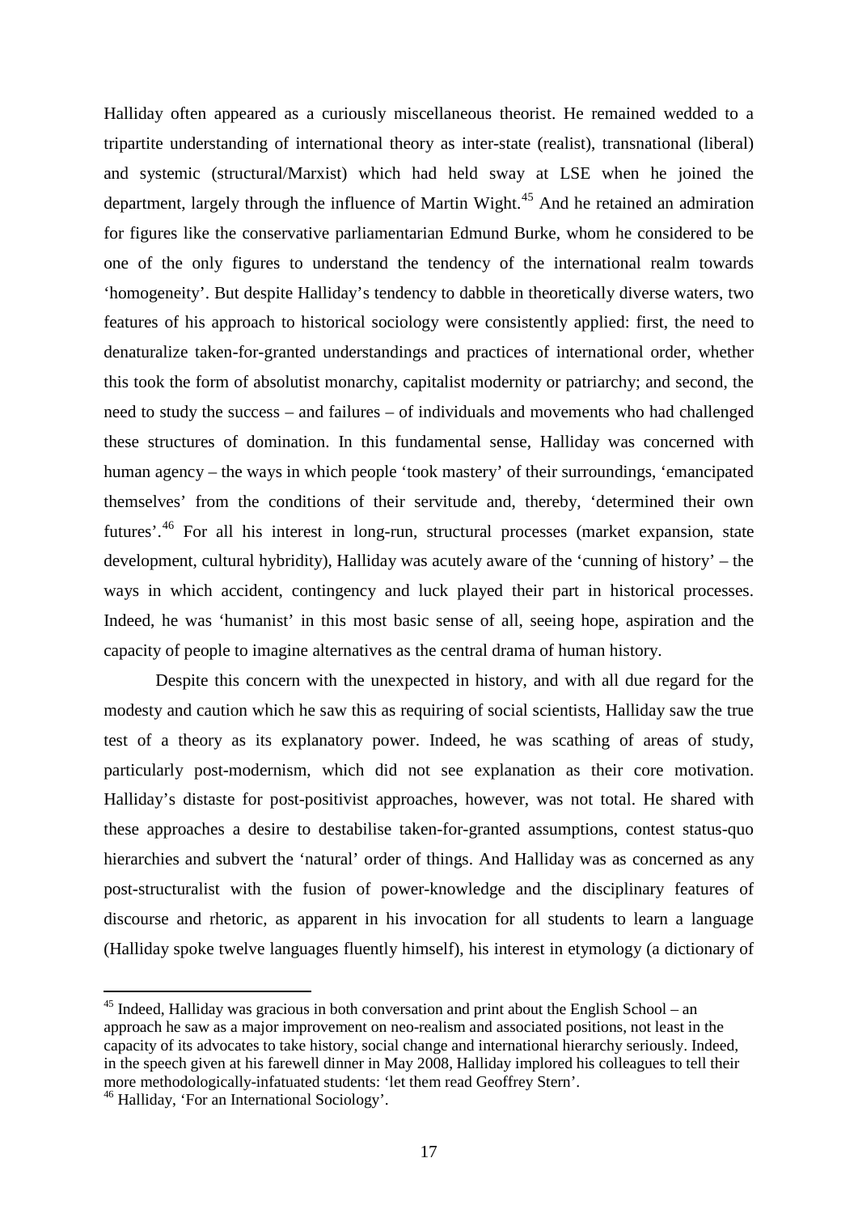Halliday often appeared as a curiously miscellaneous theorist. He remained wedded to a tripartite understanding of international theory as inter-state (realist), transnational (liberal) and systemic (structural/Marxist) which had held sway at LSE when he joined the department, largely through the influence of Martin Wight.[45] And he retained an admiration for figures like the conservative parliamentarian Edmund Burke, whom he considered to be one of the only figures to understand the tendency of the international realm towards 'homogeneity'. But despite Halliday's tendency to dabble in theoretically diverse waters, two features of his approach to historical sociology were consistently applied: first, the need to denaturalize taken-for-granted understandings and practices of international order, whether this took the form of absolutist monarchy, capitalist modernity or patriarchy; and second, the need to study the success – and failures – of individuals and movements who had challenged these structures of domination. In this fundamental sense, Halliday was concerned with human agency – the ways in which people 'took mastery' of their surroundings, 'emancipated themselves' from the conditions of their servitude and, thereby, 'determined their own futures'.[46] For all his interest in long-run, structural processes (market expansion, state development, cultural hybridity), Halliday was acutely aware of the 'cunning of history' – the ways in which accident, contingency and luck played their part in historical processes. Indeed, he was 'humanist' in this most basic sense of all, seeing hope, aspiration and the capacity of people to imagine alternatives as the central drama of human history.

Despite this concern with the unexpected in history, and with all due regard for the modesty and caution which he saw this as requiring of social scientists, Halliday saw the true test of a theory as its explanatory power. Indeed, he was scathing of areas of study, particularly post-modernism, which did not see explanation as their core motivation. Halliday's distaste for post-positivist approaches, however, was not total. He shared with these approaches a desire to destabilise taken-for-granted assumptions, contest status-quo hierarchies and subvert the 'natural' order of things. And Halliday was as concerned as any post-structuralist with the fusion of power-knowledge and the disciplinary features of discourse and rhetoric, as apparent in his invocation for all students to learn a language (Halliday spoke twelve languages fluently himself), his interest in etymology (a dictionary of

---

[45] Indeed, Halliday was gracious in both conversation and print about the English School – an approach he saw as a major improvement on neo-realism and associated positions, not least in the capacity of its advocates to take history, social change and international hierarchy seriously. Indeed, in the speech given at his farewell dinner in May 2008, Halliday implored his colleagues to tell their more methodologically-infatuated students: 'let them read Geoffrey Stern'.

[46] Halliday, 'For an International Sociology'.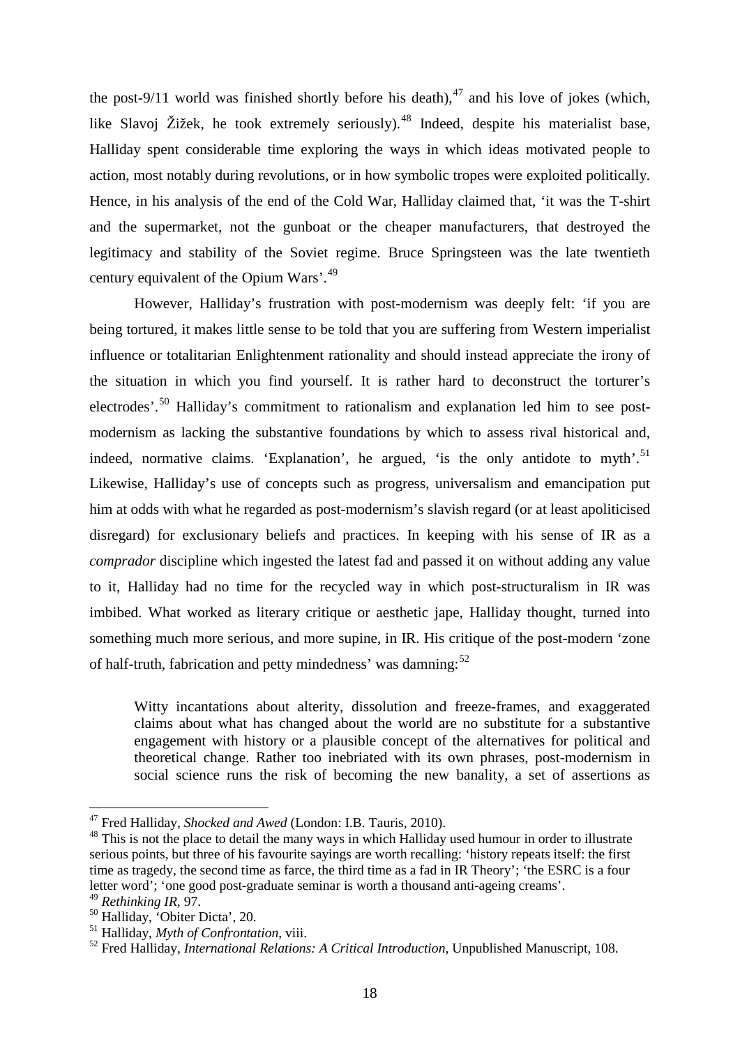the post-9/11 world was finished shortly before his death),[47] and his love of jokes (which, like Slavoj Žižek, he took extremely seriously).[48] Indeed, despite his materialist base, Halliday spent considerable time exploring the ways in which ideas motivated people to action, most notably during revolutions, or in how symbolic tropes were exploited politically. Hence, in his analysis of the end of the Cold War, Halliday claimed that, 'it was the T-shirt and the supermarket, not the gunboat or the cheaper manufacturers, that destroyed the legitimacy and stability of the Soviet regime. Bruce Springsteen was the late twentieth century equivalent of the Opium Wars'.[49]

However, Halliday's frustration with post-modernism was deeply felt: 'if you are being tortured, it makes little sense to be told that you are suffering from Western imperialist influence or totalitarian Enlightenment rationality and should instead appreciate the irony of the situation in which you find yourself. It is rather hard to deconstruct the torturer's electrodes'.[50] Halliday's commitment to rationalism and explanation led him to see post-modernism as lacking the substantive foundations by which to assess rival historical and, indeed, normative claims. 'Explanation', he argued, 'is the only antidote to myth'.[51] Likewise, Halliday's use of concepts such as progress, universalism and emancipation put him at odds with what he regarded as post-modernism's slavish regard (or at least apoliticised disregard) for exclusionary beliefs and practices. In keeping with his sense of IR as a *comprador* discipline which ingested the latest fad and passed it on without adding any value to it, Halliday had no time for the recycled way in which post-structuralism in IR was imbibed. What worked as literary critique or aesthetic jape, Halliday thought, turned into something much more serious, and more supine, in IR. His critique of the post-modern 'zone of half-truth, fabrication and petty mindedness' was damning:[52]

> Witty incantations about alterity, dissolution and freeze-frames, and exaggerated claims about what has changed about the world are no substitute for a substantive engagement with history or a plausible concept of the alternatives for political and theoretical change. Rather too inebriated with its own phrases, post-modernism in social science runs the risk of becoming the new banality, a set of assertions as

---

[47] Fred Halliday, *Shocked and Awed* (London: I.B. Tauris, 2010).

[48] This is not the place to detail the many ways in which Halliday used humour in order to illustrate serious points, but three of his favourite sayings are worth recalling: 'history repeats itself: the first time as tragedy, the second time as farce, the third time as a fad in IR Theory'; 'the ESRC is a four letter word'; 'one good post-graduate seminar is worth a thousand anti-ageing creams'.

[49] *Rethinking IR*, 97.

[50] Halliday, 'Obiter Dicta', 20.

[51] Halliday, *Myth of Confrontation*, viii.

[52] Fred Halliday, *International Relations: A Critical Introduction*, Unpublished Manuscript, 108.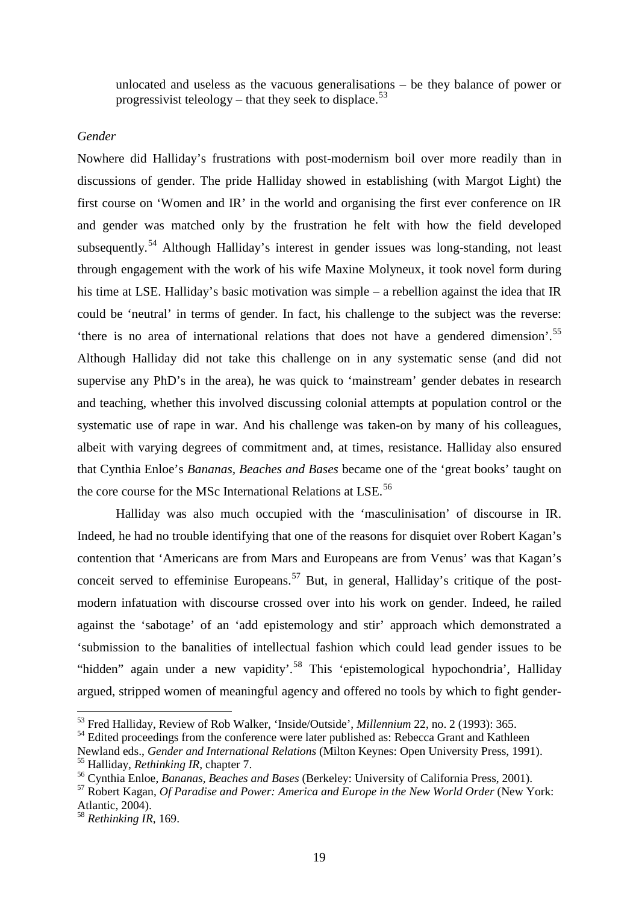unlocated and useless as the vacuous generalisations – be they balance of power or progressivist teleology – that they seek to displace.[53]

*Gender*

Nowhere did Halliday's frustrations with post-modernism boil over more readily than in discussions of gender. The pride Halliday showed in establishing (with Margot Light) the first course on 'Women and IR' in the world and organising the first ever conference on IR and gender was matched only by the frustration he felt with how the field developed subsequently.[54] Although Halliday's interest in gender issues was long-standing, not least through engagement with the work of his wife Maxine Molyneux, it took novel form during his time at LSE. Halliday's basic motivation was simple – a rebellion against the idea that IR could be 'neutral' in terms of gender. In fact, his challenge to the subject was the reverse: 'there is no area of international relations that does not have a gendered dimension'.[55] Although Halliday did not take this challenge on in any systematic sense (and did not supervise any PhD's in the area), he was quick to 'mainstream' gender debates in research and teaching, whether this involved discussing colonial attempts at population control or the systematic use of rape in war. And his challenge was taken-on by many of his colleagues, albeit with varying degrees of commitment and, at times, resistance. Halliday also ensured that Cynthia Enloe's *Bananas, Beaches and Bases* became one of the 'great books' taught on the core course for the MSc International Relations at LSE.[56]

Halliday was also much occupied with the 'masculinisation' of discourse in IR. Indeed, he had no trouble identifying that one of the reasons for disquiet over Robert Kagan's contention that 'Americans are from Mars and Europeans are from Venus' was that Kagan's conceit served to effeminise Europeans.[57] But, in general, Halliday's critique of the post-modern infatuation with discourse crossed over into his work on gender. Indeed, he railed against the 'sabotage' of an 'add epistemology and stir' approach which demonstrated a 'submission to the banalities of intellectual fashion which could lead gender issues to be "hidden" again under a new vapidity'.[58] This 'epistemological hypochondria', Halliday argued, stripped women of meaningful agency and offered no tools by which to fight gender-

[53] Fred Halliday, Review of Rob Walker, 'Inside/Outside', *Millennium* 22, no. 2 (1993): 365.

[54] Edited proceedings from the conference were later published as: Rebecca Grant and Kathleen Newland eds., *Gender and International Relations* (Milton Keynes: Open University Press, 1991).

[55] Halliday, *Rethinking IR*, chapter 7.

[56] Cynthia Enloe, *Bananas, Beaches and Bases* (Berkeley: University of California Press, 2001).

[57] Robert Kagan, *Of Paradise and Power: America and Europe in the New World Order* (New York: Atlantic, 2004).

[58] *Rethinking IR*, 169.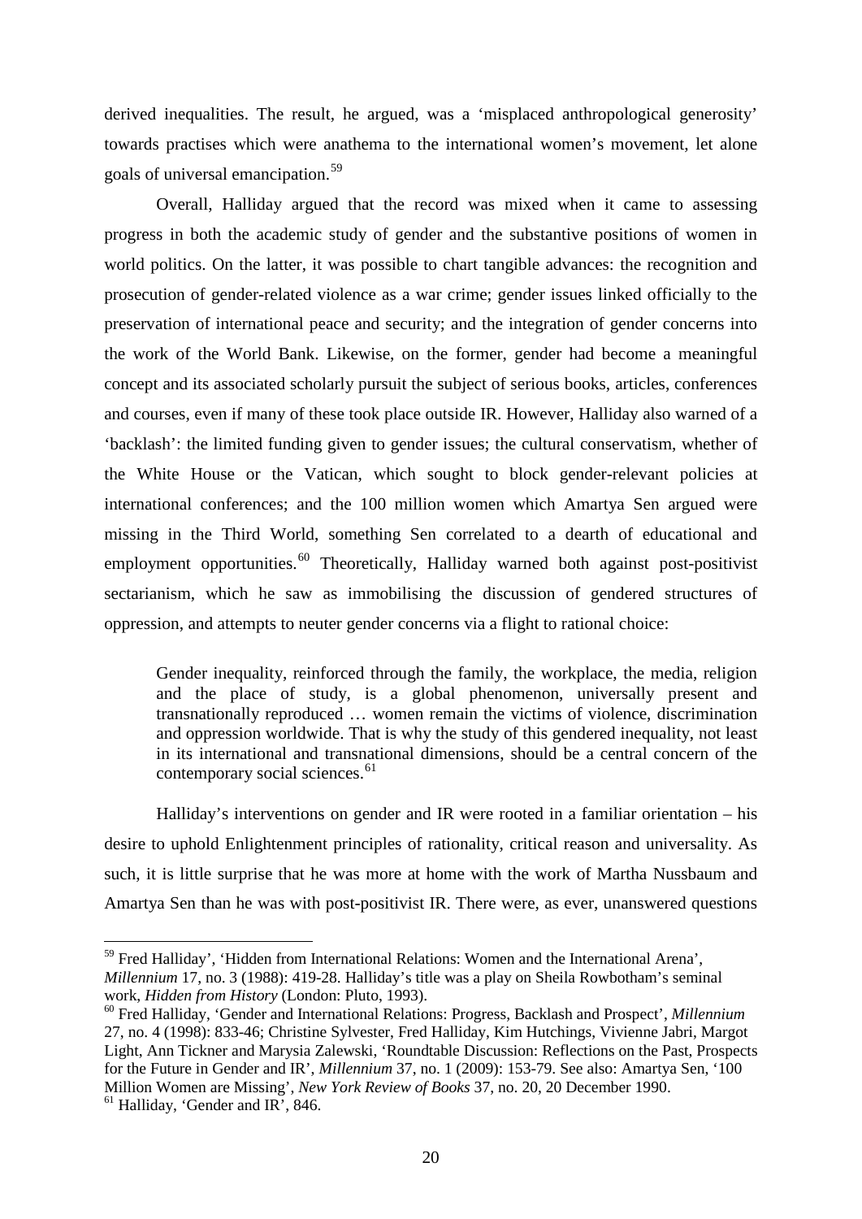derived inequalities. The result, he argued, was a 'misplaced anthropological generosity' towards practises which were anathema to the international women's movement, let alone goals of universal emancipation.[59]

Overall, Halliday argued that the record was mixed when it came to assessing progress in both the academic study of gender and the substantive positions of women in world politics. On the latter, it was possible to chart tangible advances: the recognition and prosecution of gender-related violence as a war crime; gender issues linked officially to the preservation of international peace and security; and the integration of gender concerns into the work of the World Bank. Likewise, on the former, gender had become a meaningful concept and its associated scholarly pursuit the subject of serious books, articles, conferences and courses, even if many of these took place outside IR. However, Halliday also warned of a 'backlash': the limited funding given to gender issues; the cultural conservatism, whether of the White House or the Vatican, which sought to block gender-relevant policies at international conferences; and the 100 million women which Amartya Sen argued were missing in the Third World, something Sen correlated to a dearth of educational and employment opportunities.[60] Theoretically, Halliday warned both against post-positivist sectarianism, which he saw as immobilising the discussion of gendered structures of oppression, and attempts to neuter gender concerns via a flight to rational choice:

> Gender inequality, reinforced through the family, the workplace, the media, religion and the place of study, is a global phenomenon, universally present and transnationally reproduced … women remain the victims of violence, discrimination and oppression worldwide. That is why the study of this gendered inequality, not least in its international and transnational dimensions, should be a central concern of the contemporary social sciences.[61]

Halliday's interventions on gender and IR were rooted in a familiar orientation – his desire to uphold Enlightenment principles of rationality, critical reason and universality. As such, it is little surprise that he was more at home with the work of Martha Nussbaum and Amartya Sen than he was with post-positivist IR. There were, as ever, unanswered questions

---

[59] Fred Halliday', 'Hidden from International Relations: Women and the International Arena', *Millennium* 17, no. 3 (1988): 419-28. Halliday's title was a play on Sheila Rowbotham's seminal work, *Hidden from History* (London: Pluto, 1993).

[60] Fred Halliday, 'Gender and International Relations: Progress, Backlash and Prospect', *Millennium* 27, no. 4 (1998): 833-46; Christine Sylvester, Fred Halliday, Kim Hutchings, Vivienne Jabri, Margot Light, Ann Tickner and Marysia Zalewski, 'Roundtable Discussion: Reflections on the Past, Prospects for the Future in Gender and IR', *Millennium* 37, no. 1 (2009): 153-79. See also: Amartya Sen, '100 Million Women are Missing', *New York Review of Books* 37, no. 20, 20 December 1990.

[61] Halliday, 'Gender and IR', 846.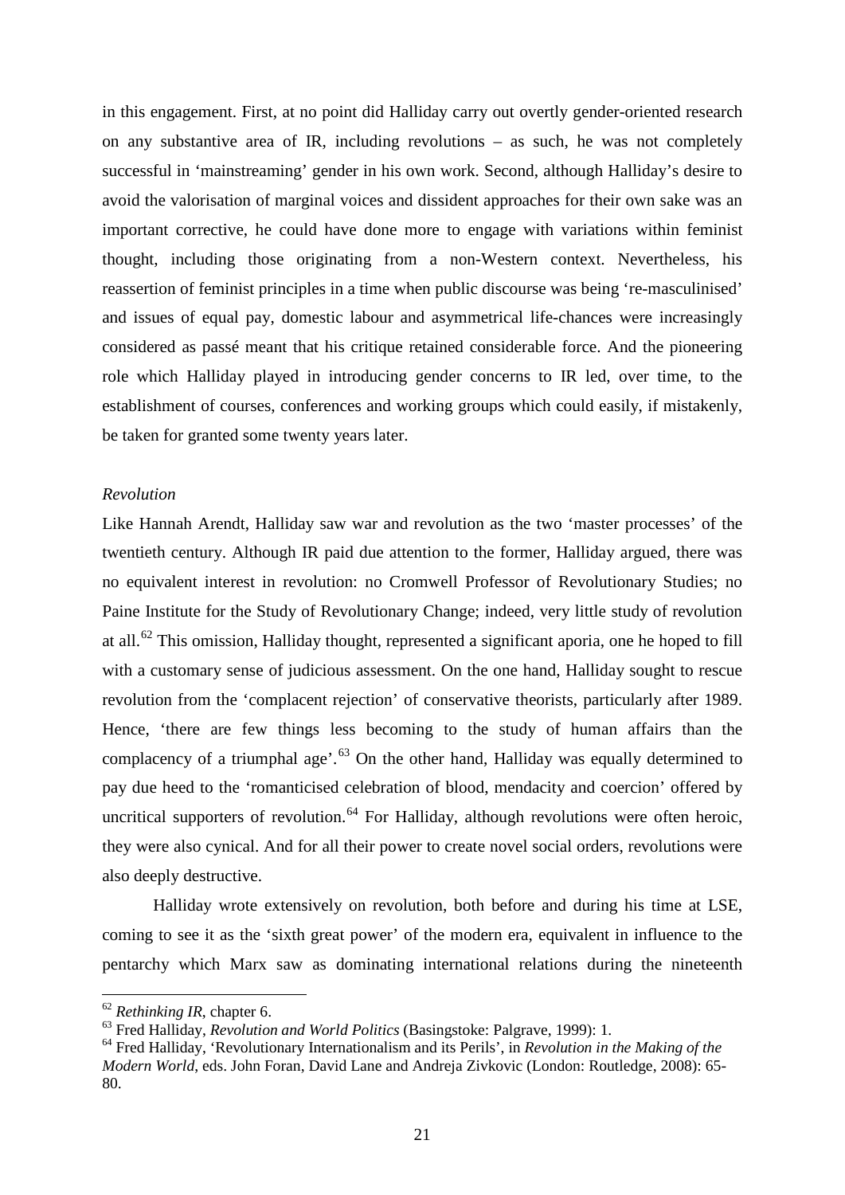in this engagement. First, at no point did Halliday carry out overtly gender-oriented research on any substantive area of IR, including revolutions – as such, he was not completely successful in 'mainstreaming' gender in his own work. Second, although Halliday's desire to avoid the valorisation of marginal voices and dissident approaches for their own sake was an important corrective, he could have done more to engage with variations within feminist thought, including those originating from a non-Western context. Nevertheless, his reassertion of feminist principles in a time when public discourse was being 're-masculinised' and issues of equal pay, domestic labour and asymmetrical life-chances were increasingly considered as passé meant that his critique retained considerable force. And the pioneering role which Halliday played in introducing gender concerns to IR led, over time, to the establishment of courses, conferences and working groups which could easily, if mistakenly, be taken for granted some twenty years later.

### *Revolution*

Like Hannah Arendt, Halliday saw war and revolution as the two 'master processes' of the twentieth century. Although IR paid due attention to the former, Halliday argued, there was no equivalent interest in revolution: no Cromwell Professor of Revolutionary Studies; no Paine Institute for the Study of Revolutionary Change; indeed, very little study of revolution at all.[62] This omission, Halliday thought, represented a significant aporia, one he hoped to fill with a customary sense of judicious assessment. On the one hand, Halliday sought to rescue revolution from the 'complacent rejection' of conservative theorists, particularly after 1989. Hence, 'there are few things less becoming to the study of human affairs than the complacency of a triumphal age'.[63] On the other hand, Halliday was equally determined to pay due heed to the 'romanticised celebration of blood, mendacity and coercion' offered by uncritical supporters of revolution.[64] For Halliday, although revolutions were often heroic, they were also cynical. And for all their power to create novel social orders, revolutions were also deeply destructive.

Halliday wrote extensively on revolution, both before and during his time at LSE, coming to see it as the 'sixth great power' of the modern era, equivalent in influence to the pentarchy which Marx saw as dominating international relations during the nineteenth

[62] *Rethinking IR*, chapter 6.

[63] Fred Halliday, *Revolution and World Politics* (Basingstoke: Palgrave, 1999): 1.

[64] Fred Halliday, 'Revolutionary Internationalism and its Perils', in *Revolution in the Making of the Modern World*, eds. John Foran, David Lane and Andreja Zivkovic (London: Routledge, 2008): 65-80.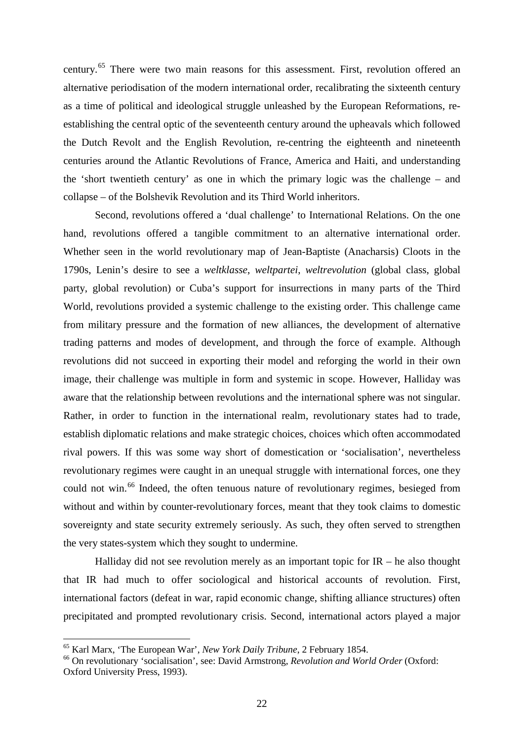century.[65] There were two main reasons for this assessment. First, revolution offered an alternative periodisation of the modern international order, recalibrating the sixteenth century as a time of political and ideological struggle unleashed by the European Reformations, re-establishing the central optic of the seventeenth century around the upheavals which followed the Dutch Revolt and the English Revolution, re-centring the eighteenth and nineteenth centuries around the Atlantic Revolutions of France, America and Haiti, and understanding the 'short twentieth century' as one in which the primary logic was the challenge – and collapse – of the Bolshevik Revolution and its Third World inheritors.

Second, revolutions offered a 'dual challenge' to International Relations. On the one hand, revolutions offered a tangible commitment to an alternative international order. Whether seen in the world revolutionary map of Jean-Baptiste (Anacharsis) Cloots in the 1790s, Lenin's desire to see a *weltklasse*, *weltpartei*, *weltrevolution* (global class, global party, global revolution) or Cuba's support for insurrections in many parts of the Third World, revolutions provided a systemic challenge to the existing order. This challenge came from military pressure and the formation of new alliances, the development of alternative trading patterns and modes of development, and through the force of example. Although revolutions did not succeed in exporting their model and reforging the world in their own image, their challenge was multiple in form and systemic in scope. However, Halliday was aware that the relationship between revolutions and the international sphere was not singular. Rather, in order to function in the international realm, revolutionary states had to trade, establish diplomatic relations and make strategic choices, choices which often accommodated rival powers. If this was some way short of domestication or 'socialisation', nevertheless revolutionary regimes were caught in an unequal struggle with international forces, one they could not win.[66] Indeed, the often tenuous nature of revolutionary regimes, besieged from without and within by counter-revolutionary forces, meant that they took claims to domestic sovereignty and state security extremely seriously. As such, they often served to strengthen the very states-system which they sought to undermine.

Halliday did not see revolution merely as an important topic for IR – he also thought that IR had much to offer sociological and historical accounts of revolution. First, international factors (defeat in war, rapid economic change, shifting alliance structures) often precipitated and prompted revolutionary crisis. Second, international actors played a major

[65] Karl Marx, 'The European War', *New York Daily Tribune*, 2 February 1854.

[66] On revolutionary 'socialisation', see: David Armstrong, *Revolution and World Order* (Oxford: Oxford University Press, 1993).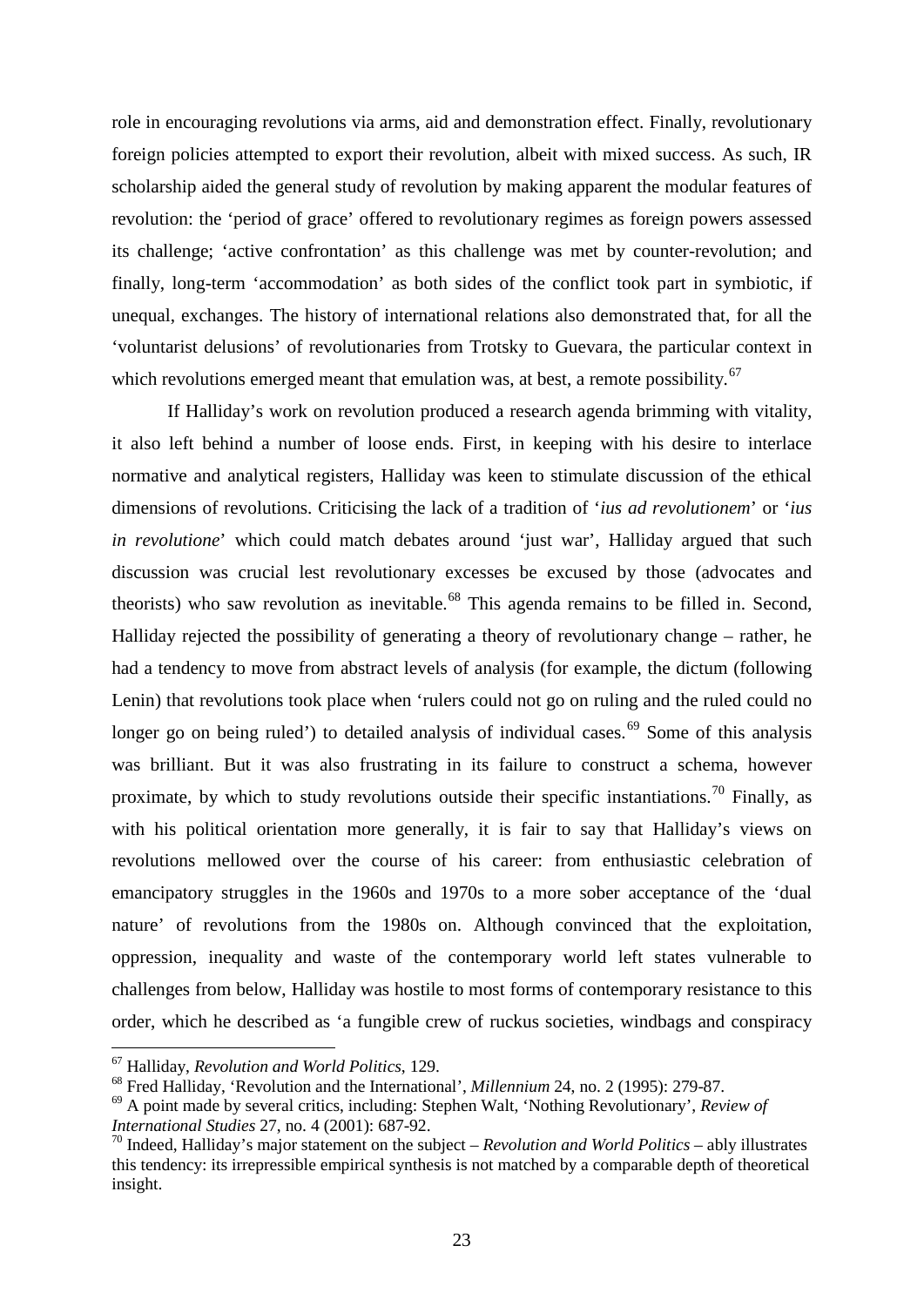role in encouraging revolutions via arms, aid and demonstration effect. Finally, revolutionary foreign policies attempted to export their revolution, albeit with mixed success. As such, IR scholarship aided the general study of revolution by making apparent the modular features of revolution: the 'period of grace' offered to revolutionary regimes as foreign powers assessed its challenge; 'active confrontation' as this challenge was met by counter-revolution; and finally, long-term 'accommodation' as both sides of the conflict took part in symbiotic, if unequal, exchanges. The history of international relations also demonstrated that, for all the 'voluntarist delusions' of revolutionaries from Trotsky to Guevara, the particular context in which revolutions emerged meant that emulation was, at best, a remote possibility.[67]

If Halliday's work on revolution produced a research agenda brimming with vitality, it also left behind a number of loose ends. First, in keeping with his desire to interlace normative and analytical registers, Halliday was keen to stimulate discussion of the ethical dimensions of revolutions. Criticising the lack of a tradition of '*ius ad revolutionem*' or '*ius in revolutione*' which could match debates around 'just war', Halliday argued that such discussion was crucial lest revolutionary excesses be excused by those (advocates and theorists) who saw revolution as inevitable.[68] This agenda remains to be filled in. Second, Halliday rejected the possibility of generating a theory of revolutionary change – rather, he had a tendency to move from abstract levels of analysis (for example, the dictum (following Lenin) that revolutions took place when 'rulers could not go on ruling and the ruled could no longer go on being ruled') to detailed analysis of individual cases.[69] Some of this analysis was brilliant. But it was also frustrating in its failure to construct a schema, however proximate, by which to study revolutions outside their specific instantiations.[70] Finally, as with his political orientation more generally, it is fair to say that Halliday's views on revolutions mellowed over the course of his career: from enthusiastic celebration of emancipatory struggles in the 1960s and 1970s to a more sober acceptance of the 'dual nature' of revolutions from the 1980s on. Although convinced that the exploitation, oppression, inequality and waste of the contemporary world left states vulnerable to challenges from below, Halliday was hostile to most forms of contemporary resistance to this order, which he described as 'a fungible crew of ruckus societies, windbags and conspiracy

---

[67] Halliday, *Revolution and World Politics*, 129.

[68] Fred Halliday, 'Revolution and the International', *Millennium* 24, no. 2 (1995): 279-87.

[69] A point made by several critics, including: Stephen Walt, 'Nothing Revolutionary', *Review of International Studies* 27, no. 4 (2001): 687-92.

[70] Indeed, Halliday's major statement on the subject – *Revolution and World Politics* – ably illustrates this tendency: its irrepressible empirical synthesis is not matched by a comparable depth of theoretical insight.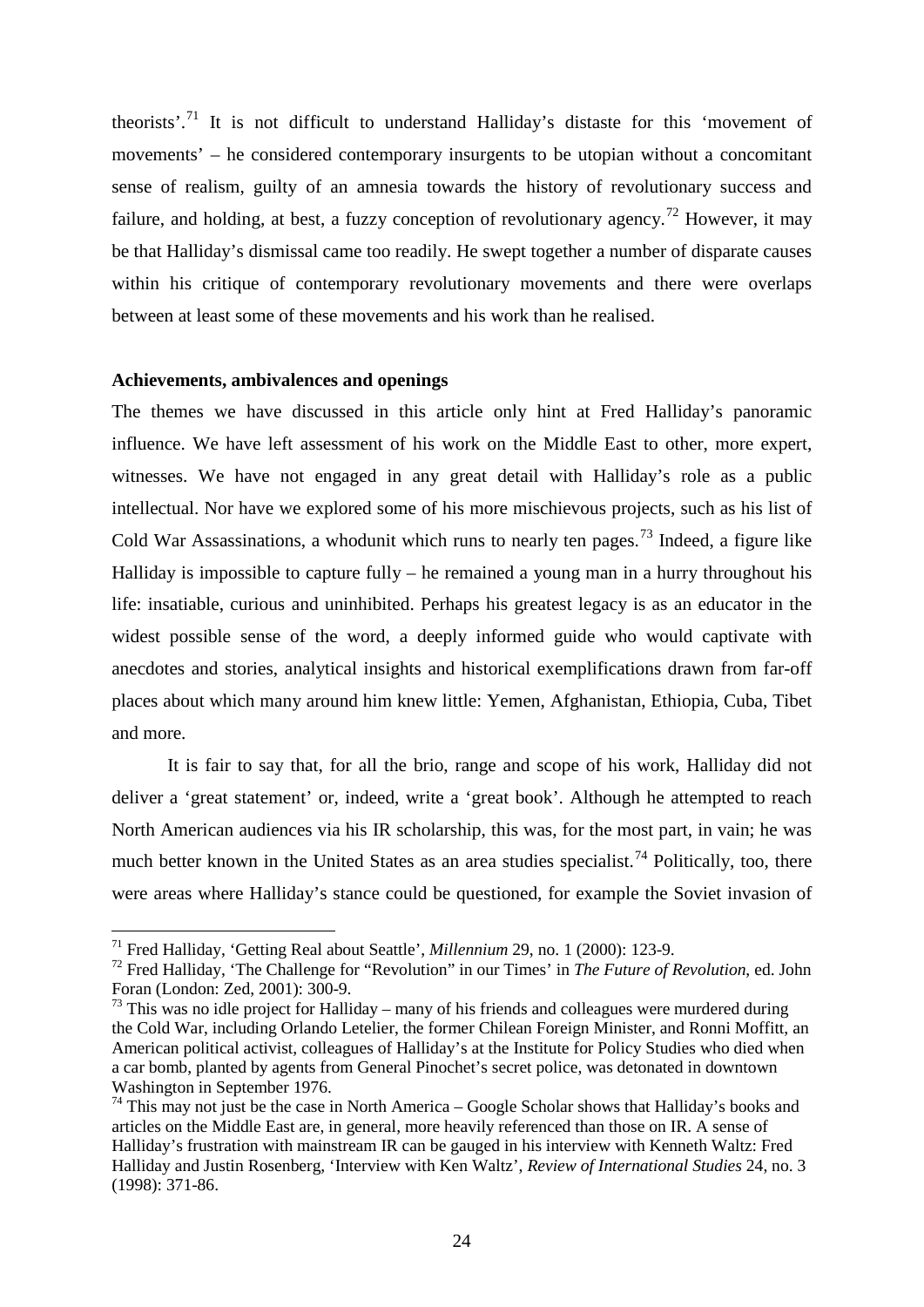theorists'.[71] It is not difficult to understand Halliday's distaste for this 'movement of movements' – he considered contemporary insurgents to be utopian without a concomitant sense of realism, guilty of an amnesia towards the history of revolutionary success and failure, and holding, at best, a fuzzy conception of revolutionary agency.[72] However, it may be that Halliday's dismissal came too readily. He swept together a number of disparate causes within his critique of contemporary revolutionary movements and there were overlaps between at least some of these movements and his work than he realised.

## Achievements, ambivalences and openings

The themes we have discussed in this article only hint at Fred Halliday's panoramic influence. We have left assessment of his work on the Middle East to other, more expert, witnesses. We have not engaged in any great detail with Halliday's role as a public intellectual. Nor have we explored some of his more mischievous projects, such as his list of Cold War Assassinations, a whodunit which runs to nearly ten pages.[73] Indeed, a figure like Halliday is impossible to capture fully – he remained a young man in a hurry throughout his life: insatiable, curious and uninhibited. Perhaps his greatest legacy is as an educator in the widest possible sense of the word, a deeply informed guide who would captivate with anecdotes and stories, analytical insights and historical exemplifications drawn from far-off places about which many around him knew little: Yemen, Afghanistan, Ethiopia, Cuba, Tibet and more.

It is fair to say that, for all the brio, range and scope of his work, Halliday did not deliver a 'great statement' or, indeed, write a 'great book'. Although he attempted to reach North American audiences via his IR scholarship, this was, for the most part, in vain; he was much better known in the United States as an area studies specialist.[74] Politically, too, there were areas where Halliday's stance could be questioned, for example the Soviet invasion of

---

[71] Fred Halliday, 'Getting Real about Seattle', *Millennium* 29, no. 1 (2000): 123-9.

[72] Fred Halliday, 'The Challenge for "Revolution" in our Times' in *The Future of Revolution*, ed. John Foran (London: Zed, 2001): 300-9.

[73] This was no idle project for Halliday – many of his friends and colleagues were murdered during the Cold War, including Orlando Letelier, the former Chilean Foreign Minister, and Ronni Moffitt, an American political activist, colleagues of Halliday's at the Institute for Policy Studies who died when a car bomb, planted by agents from General Pinochet's secret police, was detonated in downtown Washington in September 1976.

[74] This may not just be the case in North America – Google Scholar shows that Halliday's books and articles on the Middle East are, in general, more heavily referenced than those on IR. A sense of Halliday's frustration with mainstream IR can be gauged in his interview with Kenneth Waltz: Fred Halliday and Justin Rosenberg, 'Interview with Ken Waltz', *Review of International Studies* 24, no. 3 (1998): 371-86.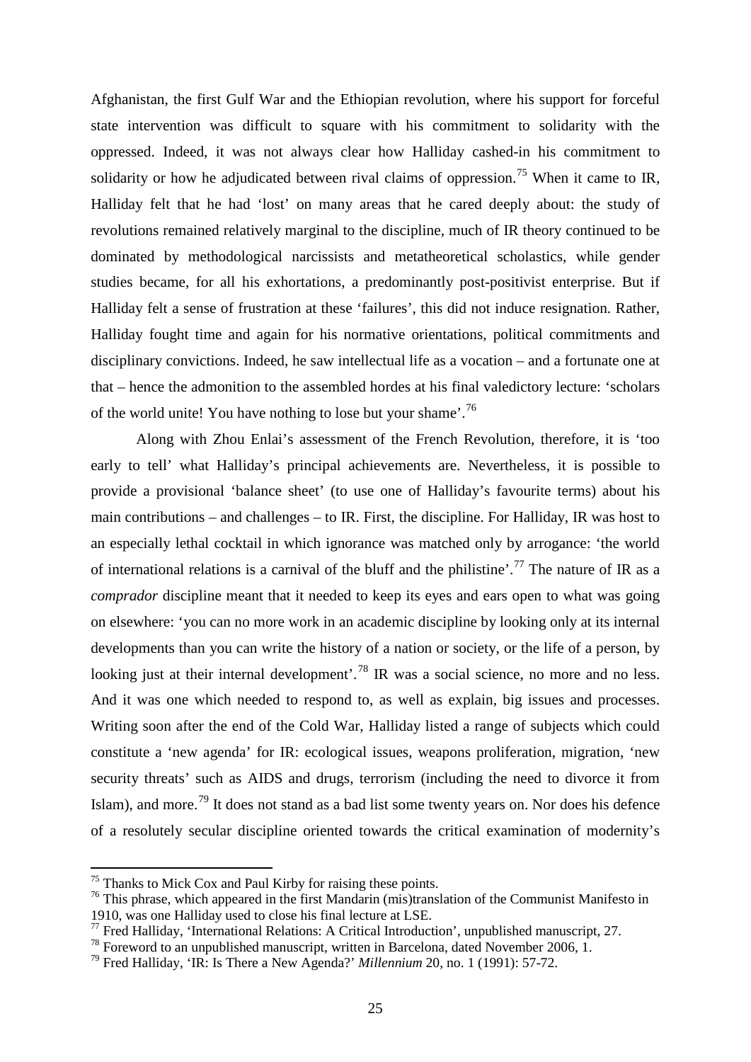Afghanistan, the first Gulf War and the Ethiopian revolution, where his support for forceful state intervention was difficult to square with his commitment to solidarity with the oppressed. Indeed, it was not always clear how Halliday cashed-in his commitment to solidarity or how he adjudicated between rival claims of oppression.[75] When it came to IR, Halliday felt that he had 'lost' on many areas that he cared deeply about: the study of revolutions remained relatively marginal to the discipline, much of IR theory continued to be dominated by methodological narcissists and metatheoretical scholastics, while gender studies became, for all his exhortations, a predominantly post-positivist enterprise. But if Halliday felt a sense of frustration at these 'failures', this did not induce resignation. Rather, Halliday fought time and again for his normative orientations, political commitments and disciplinary convictions. Indeed, he saw intellectual life as a vocation – and a fortunate one at that – hence the admonition to the assembled hordes at his final valedictory lecture: 'scholars of the world unite! You have nothing to lose but your shame'.[76]

Along with Zhou Enlai's assessment of the French Revolution, therefore, it is 'too early to tell' what Halliday's principal achievements are. Nevertheless, it is possible to provide a provisional 'balance sheet' (to use one of Halliday's favourite terms) about his main contributions – and challenges – to IR. First, the discipline. For Halliday, IR was host to an especially lethal cocktail in which ignorance was matched only by arrogance: 'the world of international relations is a carnival of the bluff and the philistine'.[77] The nature of IR as a *comprador* discipline meant that it needed to keep its eyes and ears open to what was going on elsewhere: 'you can no more work in an academic discipline by looking only at its internal developments than you can write the history of a nation or society, or the life of a person, by looking just at their internal development'.[78] IR was a social science, no more and no less. And it was one which needed to respond to, as well as explain, big issues and processes. Writing soon after the end of the Cold War, Halliday listed a range of subjects which could constitute a 'new agenda' for IR: ecological issues, weapons proliferation, migration, 'new security threats' such as AIDS and drugs, terrorism (including the need to divorce it from Islam), and more.[79] It does not stand as a bad list some twenty years on. Nor does his defence of a resolutely secular discipline oriented towards the critical examination of modernity's

---

[75] Thanks to Mick Cox and Paul Kirby for raising these points.

[76] This phrase, which appeared in the first Mandarin (mis)translation of the Communist Manifesto in 1910, was one Halliday used to close his final lecture at LSE.

[77] Fred Halliday, 'International Relations: A Critical Introduction', unpublished manuscript, 27.

[78] Foreword to an unpublished manuscript, written in Barcelona, dated November 2006, 1.

[79] Fred Halliday, 'IR: Is There a New Agenda?' *Millennium* 20, no. 1 (1991): 57-72.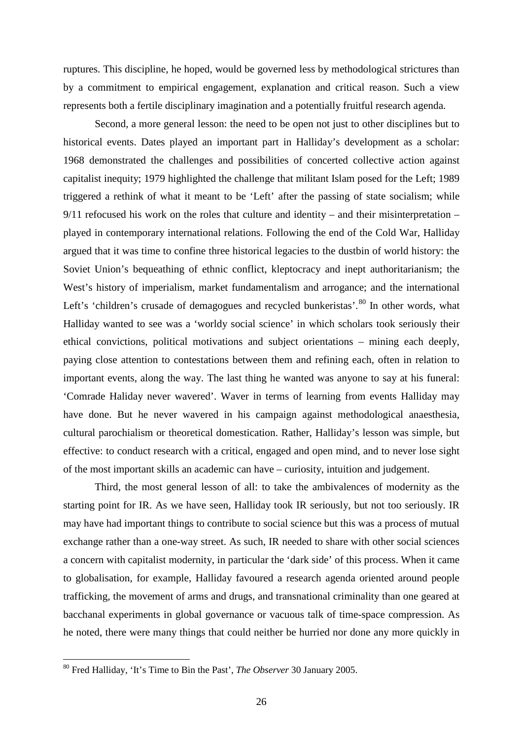ruptures. This discipline, he hoped, would be governed less by methodological strictures than by a commitment to empirical engagement, explanation and critical reason. Such a view represents both a fertile disciplinary imagination and a potentially fruitful research agenda.

Second, a more general lesson: the need to be open not just to other disciplines but to historical events. Dates played an important part in Halliday's development as a scholar: 1968 demonstrated the challenges and possibilities of concerted collective action against capitalist inequity; 1979 highlighted the challenge that militant Islam posed for the Left; 1989 triggered a rethink of what it meant to be 'Left' after the passing of state socialism; while 9/11 refocused his work on the roles that culture and identity – and their misinterpretation – played in contemporary international relations. Following the end of the Cold War, Halliday argued that it was time to confine three historical legacies to the dustbin of world history: the Soviet Union's bequeathing of ethnic conflict, kleptocracy and inept authoritarianism; the West's history of imperialism, market fundamentalism and arrogance; and the international Left's 'children's crusade of demagogues and recycled bunkeristas'.[80] In other words, what Halliday wanted to see was a 'worldy social science' in which scholars took seriously their ethical convictions, political motivations and subject orientations – mining each deeply, paying close attention to contestations between them and refining each, often in relation to important events, along the way. The last thing he wanted was anyone to say at his funeral: 'Comrade Haliday never wavered'. Waver in terms of learning from events Halliday may have done. But he never wavered in his campaign against methodological anaesthesia, cultural parochialism or theoretical domestication. Rather, Halliday's lesson was simple, but effective: to conduct research with a critical, engaged and open mind, and to never lose sight of the most important skills an academic can have – curiosity, intuition and judgement.

Third, the most general lesson of all: to take the ambivalences of modernity as the starting point for IR. As we have seen, Halliday took IR seriously, but not too seriously. IR may have had important things to contribute to social science but this was a process of mutual exchange rather than a one-way street. As such, IR needed to share with other social sciences a concern with capitalist modernity, in particular the 'dark side' of this process. When it came to globalisation, for example, Halliday favoured a research agenda oriented around people trafficking, the movement of arms and drugs, and transnational criminality than one geared at bacchanal experiments in global governance or vacuous talk of time-space compression. As he noted, there were many things that could neither be hurried nor done any more quickly in

[80] Fred Halliday, 'It's Time to Bin the Past', *The Observer* 30 January 2005.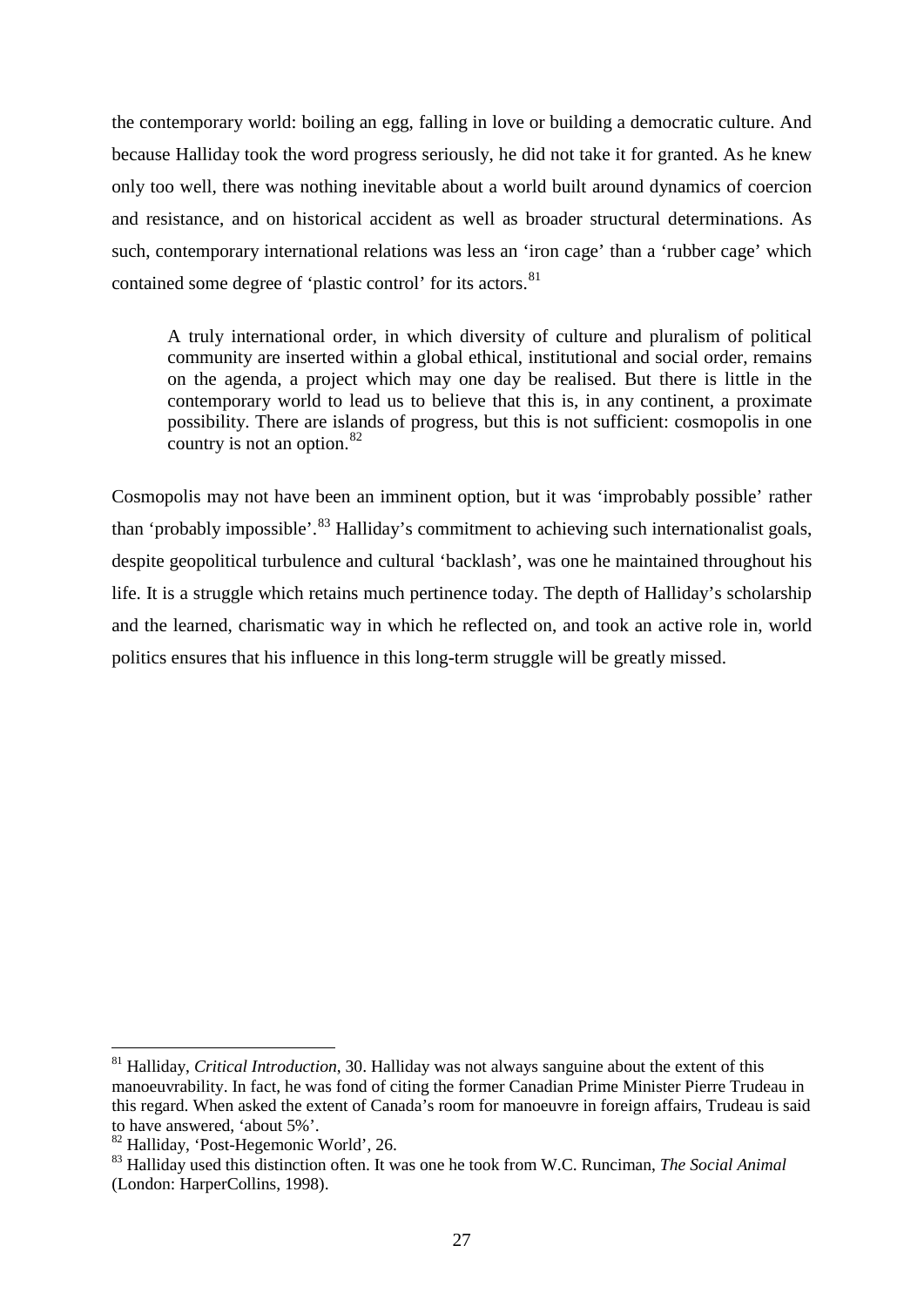the contemporary world: boiling an egg, falling in love or building a democratic culture. And because Halliday took the word progress seriously, he did not take it for granted. As he knew only too well, there was nothing inevitable about a world built around dynamics of coercion and resistance, and on historical accident as well as broader structural determinations. As such, contemporary international relations was less an 'iron cage' than a 'rubber cage' which contained some degree of 'plastic control' for its actors.[81]

> A truly international order, in which diversity of culture and pluralism of political community are inserted within a global ethical, institutional and social order, remains on the agenda, a project which may one day be realised. But there is little in the contemporary world to lead us to believe that this is, in any continent, a proximate possibility. There are islands of progress, but this is not sufficient: cosmopolis in one country is not an option.[82]

Cosmopolis may not have been an imminent option, but it was 'improbably possible' rather than 'probably impossible'.[83] Halliday's commitment to achieving such internationalist goals, despite geopolitical turbulence and cultural 'backlash', was one he maintained throughout his life. It is a struggle which retains much pertinence today. The depth of Halliday's scholarship and the learned, charismatic way in which he reflected on, and took an active role in, world politics ensures that his influence in this long-term struggle will be greatly missed.

---

[81] Halliday, *Critical Introduction*, 30. Halliday was not always sanguine about the extent of this manoeuvrability. In fact, he was fond of citing the former Canadian Prime Minister Pierre Trudeau in this regard. When asked the extent of Canada's room for manoeuvre in foreign affairs, Trudeau is said to have answered, 'about 5%'.

[82] Halliday, 'Post-Hegemonic World', 26.

[83] Halliday used this distinction often. It was one he took from W.C. Runciman, *The Social Animal* (London: HarperCollins, 1998).